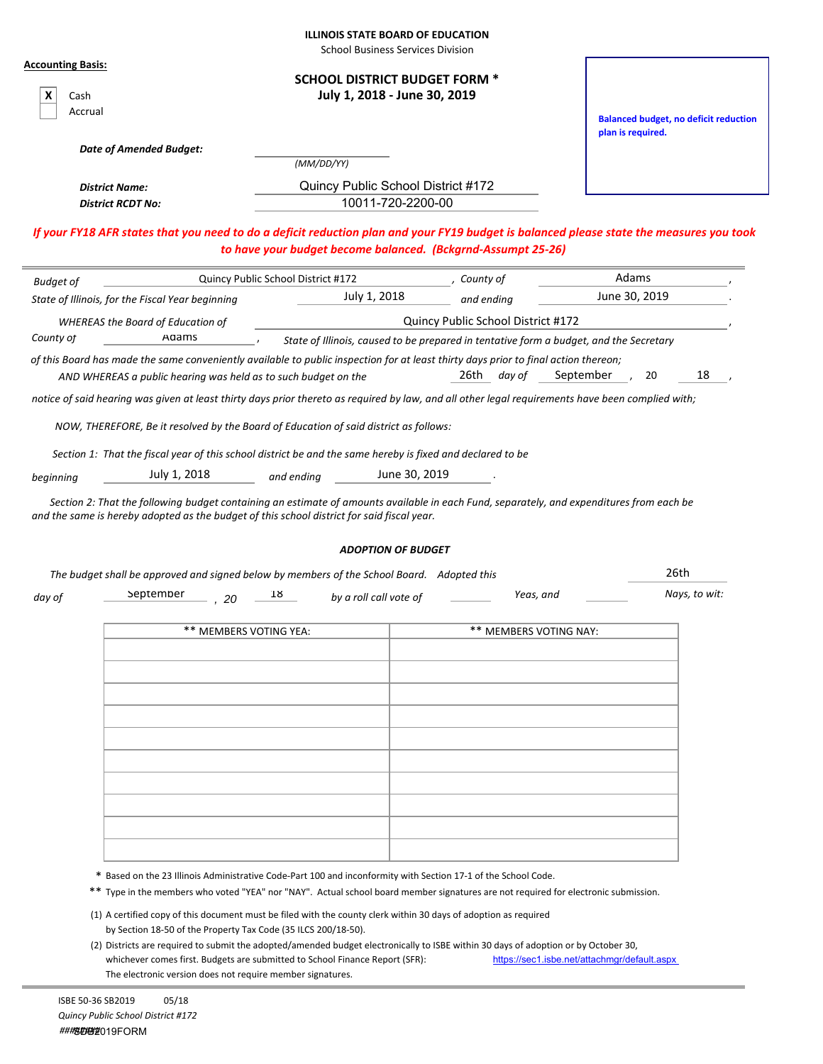ILLINOIS STATE BOARD OF EDUCATION
School Business Services Division

**Accounting Basis:**

| | |
|---|---|
| X | Cash |
| | Accrual |

# SCHOOL DISTRICT BUDGET FORM *
## July 1, 2018 - June 30, 2019

**Balanced budget, no deficit reduction plan is required.**

***Date of Amended Budget:*** ______________ *(MM/DD/YY)*

***District Name:*** Quincy Public School District #172

***District RCDT No:*** 10011-720-2200-00

***If your FY18 AFR states that you need to do a deficit reduction plan and your FY19 budget is balanced please state the measures you took to have your budget become balanced. (Bckgrnd-Assumpt 25-26)***

*Budget of* Quincy Public School District #172 *, County of* Adams ,
*State of Illinois, for the Fiscal Year beginning* July 1, 2018 *and ending* June 30, 2019 .

*WHEREAS the Board of Education of* Quincy Public School District #172 ,
*County of* Adams , *State of Illinois, caused to be prepared in tentative form a budget, and the Secretary of this Board has made the same conveniently available to public inspection for at least thirty days prior to final action thereon;*
*AND WHEREAS a public hearing was held as to such budget on the* 26th *day of* September , 20 18 ,
*notice of said hearing was given at least thirty days prior thereto as required by law, and all other legal requirements have been complied with;*

*NOW, THEREFORE, Be it resolved by the Board of Education of said district as follows:*

*Section 1: That the fiscal year of this school district be and the same hereby is fixed and declared to be beginning* July 1, 2018 *and ending* June 30, 2019 .

*Section 2: That the following budget containing an estimate of amounts available in each Fund, separately, and expenditures from each be and the same is hereby adopted as the budget of this school district for said fiscal year.*

***ADOPTION OF BUDGET***

*The budget shall be approved and signed below by members of the School Board. Adopted this* 26th *day of* September *, 20* 18 *by a roll call vote of* ______ *Yeas, and* ______ *Nays, to wit:*

| ** MEMBERS VOTING YEA: | ** MEMBERS VOTING NAY: |
|---|---|
| | |
| | |
| | |
| | |
| | |
| | |
| | |
| | |
| | |
| | |

\* Based on the 23 Illinois Administrative Code-Part 100 and inconformity with Section 17-1 of the School Code.

** Type in the members who voted "YEA" nor "NAY". Actual school board member signatures are not required for electronic submission.

(1) A certified copy of this document must be filed with the county clerk within 30 days of adoption as required by Section 18-50 of the Property Tax Code (35 ILCS 200/18-50).

(2) Districts are required to submit the adopted/amended budget electronically to ISBE within 30 days of adoption or by October 30, whichever comes first. Budgets are submitted to School Finance Report (SFR): https://sec1.isbe.net/attachmgr/default.aspx
The electronic version does not require member signatures.

ISBE 50-36 SB2019 05/18
*Quincy Public School District #172*
SD2019FORM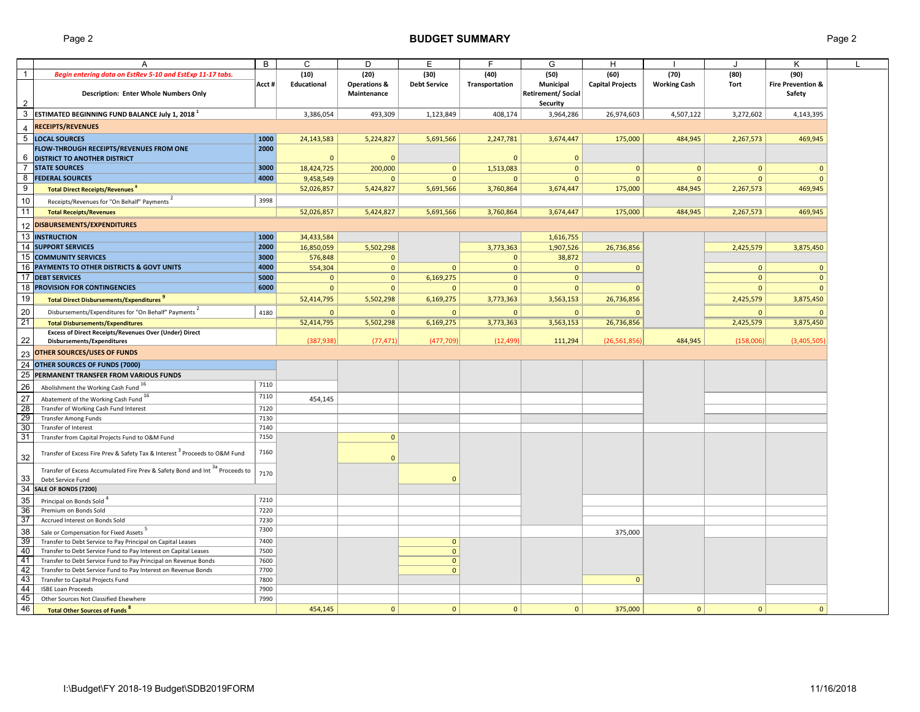# BUDGET SUMMARY

| | A | B | C | D | E | F | G | H | I | J | K |
|---|---|---|---|---|---|---|---|---|---|---|---|
| 1 | *Begin entering data on EstRev 5-10 and EstExp 11-17 tabs.* | Acct # | (10) Educational | (20) Operations & Maintenance | (30) Debt Service | (40) Transportation | (50) Municipal Retirement/ Social Security | (60) Capital Projects | (70) Working Cash | (80) Tort | (90) Fire Prevention & Safety |
| 2 | Description: Enter Whole Numbers Only | | | | | | | | | | |
| 3 | ESTIMATED BEGINNING FUND BALANCE July 1, 2018 [1] | | 3,386,054 | 493,309 | 1,123,849 | 408,174 | 3,964,286 | 26,974,603 | 4,507,122 | 3,272,602 | 4,143,395 |
| 4 | **RECEIPTS/REVENUES** | | | | | | | | | | |
| 5 | **LOCAL SOURCES** | 1000 | 24,143,583 | 5,224,827 | 5,691,566 | 2,247,781 | 3,674,447 | 175,000 | 484,945 | 2,267,573 | 469,945 |
| 6 | **FLOW-THROUGH RECEIPTS/REVENUES FROM ONE DISTRICT TO ANOTHER DISTRICT** | 2000 | 0 | 0 | | 0 | 0 | | | | |
| 7 | **STATE SOURCES** | 3000 | 18,424,725 | 200,000 | 0 | 1,513,083 | 0 | 0 | 0 | 0 | 0 |
| 8 | **FEDERAL SOURCES** | 4000 | 9,458,549 | 0 | 0 | 0 | 0 | 0 | 0 | 0 | 0 |
| 9 | **Total Direct Receipts/Revenues [8]** | | 52,026,857 | 5,424,827 | 5,691,566 | 3,760,864 | 3,674,447 | 175,000 | 484,945 | 2,267,573 | 469,945 |
| 10 | Receipts/Revenues for "On Behalf" Payments [2] | 3998 | | | | | | | | | |
| 11 | **Total Receipts/Revenues** | | 52,026,857 | 5,424,827 | 5,691,566 | 3,760,864 | 3,674,447 | 175,000 | 484,945 | 2,267,573 | 469,945 |
| 12 | **DISBURSEMENTS/EXPENDITURES** | | | | | | | | | | |
| 13 | **INSTRUCTION** | 1000 | 34,433,584 | | | | 1,616,755 | | | | |
| 14 | **SUPPORT SERVICES** | 2000 | 16,850,059 | 5,502,298 | | 3,773,363 | 1,907,526 | 26,736,856 | | 2,425,579 | 3,875,450 |
| 15 | **COMMUNITY SERVICES** | 3000 | 576,848 | 0 | | 0 | 38,872 | | | | |
| 16 | **PAYMENTS TO OTHER DISTRICTS & GOVT UNITS** | 4000 | 554,304 | 0 | 0 | 0 | 0 | 0 | | 0 | 0 |
| 17 | **DEBT SERVICES** | 5000 | 0 | 0 | 6,169,275 | 0 | 0 | | | 0 | 0 |
| 18 | **PROVISION FOR CONTINGENCIES** | 6000 | 0 | 0 | 0 | 0 | 0 | 0 | | 0 | 0 |
| 19 | **Total Direct Disbursements/Expenditures [9]** | | 52,414,795 | 5,502,298 | 6,169,275 | 3,773,363 | 3,563,153 | 26,736,856 | | 2,425,579 | 3,875,450 |
| 20 | Disbursements/Expenditures for "On Behalf" Payments [2] | 4180 | 0 | 0 | 0 | 0 | 0 | 0 | | 0 | 0 |
| 21 | **Total Disbursements/Expenditures** | | 52,414,795 | 5,502,298 | 6,169,275 | 3,773,363 | 3,563,153 | 26,736,856 | | 2,425,579 | 3,875,450 |
| 22 | **Excess of Direct Receipts/Revenues Over (Under) Direct Disbursements/Expenditures** | | (387,938) | (77,471) | (477,709) | (12,499) | 111,294 | (26,561,856) | 484,945 | (158,006) | (3,405,505) |
| 23 | **OTHER SOURCES/USES OF FUNDS** | | | | | | | | | | |
| 24 | **OTHER SOURCES OF FUNDS (7000)** | | | | | | | | | | |
| 25 | **PERMANENT TRANSFER FROM VARIOUS FUNDS** | | | | | | | | | | |
| 26 | Abolishment the Working Cash Fund [16] | 7110 | | | | | | | | | |
| 27 | Abatement of the Working Cash Fund [16] | 7110 | 454,145 | | | | | | | | |
| 28 | Transfer of Working Cash Fund Interest | 7120 | | | | | | | | | |
| 29 | Transfer Among Funds | 7130 | | | | | | | | | |
| 30 | Transfer of Interest | 7140 | | | | | | | | | |
| 31 | Transfer from Capital Projects Fund to O&M Fund | 7150 | | 0 | | | | | | | |
| 32 | Transfer of Excess Fire Prev & Safety Tax & Interest [3] Proceeds to O&M Fund | 7160 | | 0 | | | | | | | |
| 33 | Transfer of Excess Accumulated Fire Prev & Safety Bond and Int [3a] Proceeds to Debt Service Fund | 7170 | | | 0 | | | | | | |
| 34 | **SALE OF BONDS (7200)** | | | | | | | | | | |
| 35 | Principal on Bonds Sold [4] | 7210 | | | | | | | | | |
| 36 | Premium on Bonds Sold | 7220 | | | | | | | | | |
| 37 | Accrued Interest on Bonds Sold | 7230 | | | | | | | | | |
| 38 | Sale or Compensation for Fixed Assets [5] | 7300 | | | | | | 375,000 | | | |
| 39 | Transfer to Debt Service to Pay Principal on Capital Leases | 7400 | | | 0 | | | | | | |
| 40 | Transfer to Debt Service Fund to Pay Interest on Capital Leases | 7500 | | | 0 | | | | | | |
| 41 | Transfer to Debt Service Fund to Pay Principal on Revenue Bonds | 7600 | | | 0 | | | | | | |
| 42 | Transfer to Debt Service Fund to Pay Interest on Revenue Bonds | 7700 | | | 0 | | | | | | |
| 43 | Transfer to Capital Projects Fund | 7800 | | | | | | 0 | | | |
| 44 | ISBE Loan Proceeds | 7900 | | | | | | | | | |
| 45 | Other Sources Not Classified Elsewhere | 7990 | | | | | | | | | |
| 46 | **Total Other Sources of Funds [8]** | | 454,145 | 0 | 0 | 0 | 0 | 375,000 | 0 | 0 | 0 |

I:\Budget\FY 2018-19 Budget\SDB2019FORM 11/16/2018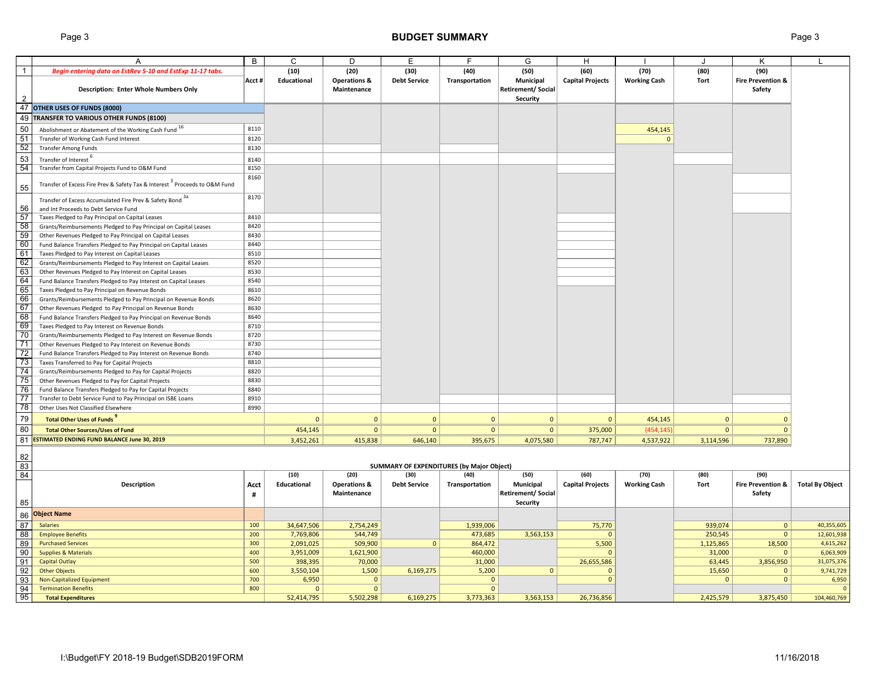## BUDGET SUMMARY

| | A | B | C | D | E | F | G | H | I | J | K | L |
|---|---|---|---|---|---|---|---|---|---|---|---|---|
| 1 | *Begin entering data on EstRev 5-10 and EstExp 11-17 tabs.* | Acct # | (10) Educational | (20) Operations & Maintenance | (30) Debt Service | (40) Transportation | (50) Municipal Retirement/ Social Security | (60) Capital Projects | (70) Working Cash | (80) Tort | (90) Fire Prevention & Safety | |
| 2 | Description: Enter Whole Numbers Only | | | | | | | | | | | |
| 47 | **OTHER USES OF FUNDS (8000)** | | | | | | | | | | | |
| 49 | **TRANSFER TO VARIOUS OTHER FUNDS (8100)** | | | | | | | | | | | |
| 50 | Abolishment or Abatement of the Working Cash Fund [16] | 8110 | | | | | | | 454,145 | | | |
| 51 | Transfer of Working Cash Fund Interest | 8120 | | | | | | | 0 | | | |
| 52 | Transfer Among Funds | 8130 | | | | | | | | | | |
| 53 | Transfer of Interest [6] | 8140 | | | | | | | | | | |
| 54 | Transfer from Capital Projects Fund to O&M Fund | 8150 | | | | | | | | | | |
| 55 | Transfer of Excess Fire Prev & Safety Tax & Interest [3] Proceeds to O&M Fund | 8160 | | | | | | | | | | |
| 56 | Transfer of Excess Accumulated Fire Prev & Safety Bond [3a] and Int Proceeds to Debt Service Fund | 8170 | | | | | | | | | | |
| 57 | Taxes Pledged to Pay Principal on Capital Leases | 8410 | | | | | | | | | | |
| 58 | Grants/Reimbursements Pledged to Pay Principal on Capital Leases | 8420 | | | | | | | | | | |
| 59 | Other Revenues Pledged to Pay Principal on Capital Leases | 8430 | | | | | | | | | | |
| 60 | Fund Balance Transfers Pledged to Pay Principal on Capital Leases | 8440 | | | | | | | | | | |
| 61 | Taxes Pledged to Pay Interest on Capital Leases | 8510 | | | | | | | | | | |
| 62 | Grants/Reimbursements Pledged to Pay Interest on Capital Leases | 8520 | | | | | | | | | | |
| 63 | Other Revenues Pledged to Pay Interest on Capital Leases | 8530 | | | | | | | | | | |
| 64 | Fund Balance Transfers Pledged to Pay Interest on Capital Leases | 8540 | | | | | | | | | | |
| 65 | Taxes Pledged to Pay Principal on Revenue Bonds | 8610 | | | | | | | | | | |
| 66 | Grants/Reimbursements Pledged to Pay Principal on Revenue Bonds | 8620 | | | | | | | | | | |
| 67 | Other Revenues Pledged to Pay Principal on Revenue Bonds | 8630 | | | | | | | | | | |
| 68 | Fund Balance Transfers Pledged to Pay Principal on Revenue Bonds | 8640 | | | | | | | | | | |
| 69 | Taxes Pledged to Pay Interest on Revenue Bonds | 8710 | | | | | | | | | | |
| 70 | Grants/Reimbursements Pledged to Pay Interest on Revenue Bonds | 8720 | | | | | | | | | | |
| 71 | Other Revenues Pledged to Pay Interest on Revenue Bonds | 8730 | | | | | | | | | | |
| 72 | Fund Balance Transfers Pledged to Pay Interest on Revenue Bonds | 8740 | | | | | | | | | | |
| 73 | Taxes Transferred to Pay for Capital Projects | 8810 | | | | | | | | | | |
| 74 | Grants/Reimbursements Pledged to Pay for Capital Projects | 8820 | | | | | | | | | | |
| 75 | Other Revenues Pledged to Pay for Capital Projects | 8830 | | | | | | | | | | |
| 76 | Fund Balance Transfers Pledged to Pay for Capital Projects | 8840 | | | | | | | | | | |
| 77 | Transfer to Debt Service Fund to Pay Principal on ISBE Loans | 8910 | | | | | | | | | | |
| 78 | Other Uses Not Classified Elsewhere | 8990 | | | | | | | | | | |
| 79 | **Total Other Uses of Funds [9]** | | 0 | 0 | 0 | 0 | 0 | 0 | 454,145 | 0 | 0 | |
| 80 | **Total Other Sources/Uses of Fund** | | 454,145 | 0 | 0 | 0 | 0 | 375,000 | (454,145) | 0 | 0 | |
| 81 | **ESTIMATED ENDING FUND BALANCE June 30, 2019** | | 3,452,261 | 415,838 | 646,140 | 395,675 | 4,075,580 | 787,747 | 4,537,922 | 3,114,596 | 737,890 | |

### SUMMARY OF EXPENDITURES (by Major Object)

| | Description | Acct # | (10) Educational | (20) Operations & Maintenance | (30) Debt Service | (40) Transportation | (50) Municipal Retirement/ Social Security | (60) Capital Projects | (70) Working Cash | (80) Tort | (90) Fire Prevention & Safety | Total By Object |
|---|---|---|---|---|---|---|---|---|---|---|---|---|
| 86 | **Object Name** | | | | | | | | | | | |
| 87 | Salaries | 100 | 34,647,506 | 2,754,249 | | 1,939,006 | | 75,770 | | 939,074 | 0 | 40,355,605 |
| 88 | Employee Benefits | 200 | 7,769,806 | 544,749 | | 473,685 | 3,563,153 | 0 | | 250,545 | 0 | 12,601,938 |
| 89 | Purchased Services | 300 | 2,091,025 | 509,900 | 0 | 864,472 | | 5,500 | | 1,125,865 | 18,500 | 4,615,262 |
| 90 | Supplies & Materials | 400 | 3,951,009 | 1,621,900 | | 460,000 | | 0 | | 31,000 | 0 | 6,063,909 |
| 91 | Capital Outlay | 500 | 398,395 | 70,000 | | 31,000 | | 26,655,586 | | 63,445 | 3,856,950 | 31,075,376 |
| 92 | Other Objects | 600 | 3,550,104 | 1,500 | 6,169,275 | 5,200 | 0 | 0 | | 15,650 | 0 | 9,741,729 |
| 93 | Non-Capitalized Equipment | 700 | 6,950 | 0 | | 0 | | 0 | | 0 | 0 | 6,950 |
| 94 | Termination Benefits | 800 | 0 | 0 | | 0 | | | | | | 0 |
| 95 | **Total Expenditures** | | 52,414,795 | 5,502,298 | 6,169,275 | 3,773,363 | 3,563,153 | 26,736,856 | | 2,425,579 | 3,875,450 | 104,460,769 |

I:\Budget\FY 2018-19 Budget\SDB2019FORM

11/16/2018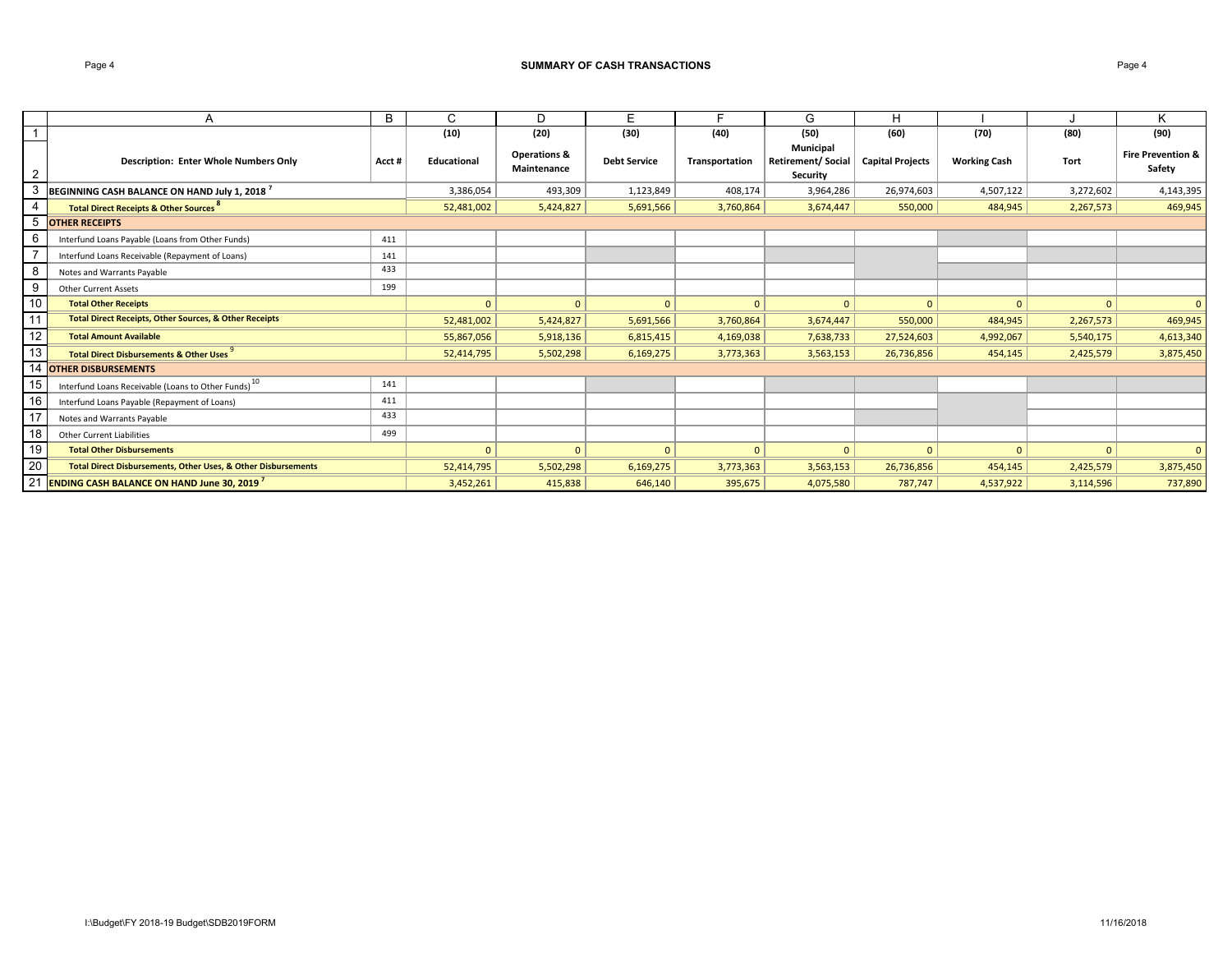# SUMMARY OF CASH TRANSACTIONS

| | A | B | C | D | E | F | G | H | I | J | K |
|---|---|---|---|---|---|---|---|---|---|---|---|
| 1 | | | (10) | (20) | (30) | (40) | (50) | (60) | (70) | (80) | (90) |
| 2 | **Description: Enter Whole Numbers Only** | **Acct #** | **Educational** | **Operations & Maintenance** | **Debt Service** | **Transportation** | **Municipal Retirement/ Social Security** | **Capital Projects** | **Working Cash** | **Tort** | **Fire Prevention & Safety** |
| 3 | **BEGINNING CASH BALANCE ON HAND July 1, 2018** [7] | | 3,386,054 | 493,309 | 1,123,849 | 408,174 | 3,964,286 | 26,974,603 | 4,507,122 | 3,272,602 | 4,143,395 |
| 4 | **Total Direct Receipts & Other Sources** [8] | | 52,481,002 | 5,424,827 | 5,691,566 | 3,760,864 | 3,674,447 | 550,000 | 484,945 | 2,267,573 | 469,945 |
| 5 | **OTHER RECEIPTS** | | | | | | | | | | |
| 6 | Interfund Loans Payable (Loans from Other Funds) | 411 | | | | | | | | | |
| 7 | Interfund Loans Receivable (Repayment of Loans) | 141 | | | | | | | | | |
| 8 | Notes and Warrants Payable | 433 | | | | | | | | | |
| 9 | Other Current Assets | 199 | | | | | | | | | |
| 10 | **Total Other Receipts** | | 0 | 0 | 0 | 0 | 0 | 0 | 0 | 0 | 0 |
| 11 | **Total Direct Receipts, Other Sources, & Other Receipts** | | 52,481,002 | 5,424,827 | 5,691,566 | 3,760,864 | 3,674,447 | 550,000 | 484,945 | 2,267,573 | 469,945 |
| 12 | **Total Amount Available** | | 55,867,056 | 5,918,136 | 6,815,415 | 4,169,038 | 7,638,733 | 27,524,603 | 4,992,067 | 5,540,175 | 4,613,340 |
| 13 | **Total Direct Disbursements & Other Uses** [9] | | 52,414,795 | 5,502,298 | 6,169,275 | 3,773,363 | 3,563,153 | 26,736,856 | 454,145 | 2,425,579 | 3,875,450 |
| 14 | **OTHER DISBURSEMENTS** | | | | | | | | | | |
| 15 | Interfund Loans Receivable (Loans to Other Funds) [10] | 141 | | | | | | | | | |
| 16 | Interfund Loans Payable (Repayment of Loans) | 411 | | | | | | | | | |
| 17 | Notes and Warrants Payable | 433 | | | | | | | | | |
| 18 | Other Current Liabilities | 499 | | | | | | | | | |
| 19 | **Total Other Disbursements** | | 0 | 0 | 0 | 0 | 0 | 0 | 0 | 0 | 0 |
| 20 | **Total Direct Disbursements, Other Uses, & Other Disbursements** | | 52,414,795 | 5,502,298 | 6,169,275 | 3,773,363 | 3,563,153 | 26,736,856 | 454,145 | 2,425,579 | 3,875,450 |
| 21 | **ENDING CASH BALANCE ON HAND June 30, 2019** [7] | | 3,452,261 | 415,838 | 646,140 | 395,675 | 4,075,580 | 787,747 | 4,537,922 | 3,114,596 | 737,890 |

I:\Budget\FY 2018-19 Budget\SDB2019FORM 11/16/2018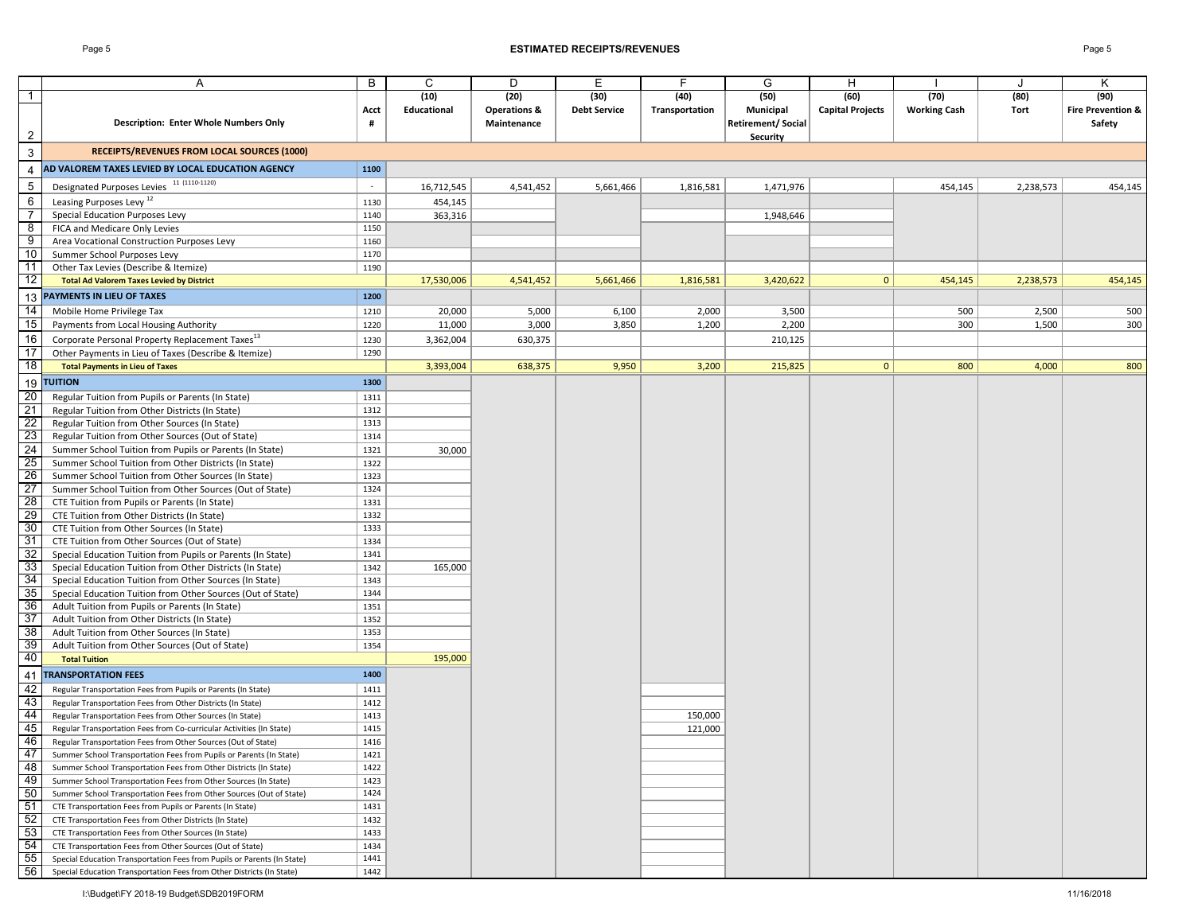# ESTIMATED RECEIPTS/REVENUES

| | A | B | C | D | E | F | G | H | I | J | K |
|---|---|---|---|---|---|---|---|---|---|---|---|
| 1 | | | (10) | (20) | (30) | (40) | (50) | (60) | (70) | (80) | (90) |
| 2 | **Description: Enter Whole Numbers Only** | **Acct #** | **Educational** | **Operations & Maintenance** | **Debt Service** | **Transportation** | **Municipal Retirement/ Social Security** | **Capital Projects** | **Working Cash** | **Tort** | **Fire Prevention & Safety** |
| 3 | **RECEIPTS/REVENUES FROM LOCAL SOURCES (1000)** | | | | | | | | | | |
| 4 | **AD VALOREM TAXES LEVIED BY LOCAL EDUCATION AGENCY** | **1100** | | | | | | | | | |
| 5 | Designated Purposes Levies [11] (1110-1120) | - | 16,712,545 | 4,541,452 | 5,661,466 | 1,816,581 | 1,471,976 | | 454,145 | 2,238,573 | 454,145 |
| 6 | Leasing Purposes Levy [12] | 1130 | 454,145 | | | | | | | | |
| 7 | Special Education Purposes Levy | 1140 | 363,316 | | | | 1,948,646 | | | | |
| 8 | FICA and Medicare Only Levies | 1150 | | | | | | | | | |
| 9 | Area Vocational Construction Purposes Levy | 1160 | | | | | | | | | |
| 10 | Summer School Purposes Levy | 1170 | | | | | | | | | |
| 11 | Other Tax Levies (Describe & Itemize) | 1190 | | | | | | | | | |
| 12 | **Total Ad Valorem Taxes Levied by District** | | 17,530,006 | 4,541,452 | 5,661,466 | 1,816,581 | 3,420,622 | 0 | 454,145 | 2,238,573 | 454,145 |
| 13 | **PAYMENTS IN LIEU OF TAXES** | **1200** | | | | | | | | | |
| 14 | Mobile Home Privilege Tax | 1210 | 20,000 | 5,000 | 6,100 | 2,000 | 3,500 | | 500 | 2,500 | 500 |
| 15 | Payments from Local Housing Authority | 1220 | 11,000 | 3,000 | 3,850 | 1,200 | 2,200 | | 300 | 1,500 | 300 |
| 16 | Corporate Personal Property Replacement Taxes[13] | 1230 | 3,362,004 | 630,375 | | | 210,125 | | | | |
| 17 | Other Payments in Lieu of Taxes (Describe & Itemize) | 1290 | | | | | | | | | |
| 18 | **Total Payments in Lieu of Taxes** | | 3,393,004 | 638,375 | 9,950 | 3,200 | 215,825 | 0 | 800 | 4,000 | 800 |
| 19 | **TUITION** | **1300** | | | | | | | | | |
| 20 | Regular Tuition from Pupils or Parents (In State) | 1311 | | | | | | | | | |
| 21 | Regular Tuition from Other Districts (In State) | 1312 | | | | | | | | | |
| 22 | Regular Tuition from Other Sources (In State) | 1313 | | | | | | | | | |
| 23 | Regular Tuition from Other Sources (Out of State) | 1314 | | | | | | | | | |
| 24 | Summer School Tuition from Pupils or Parents (In State) | 1321 | 30,000 | | | | | | | | |
| 25 | Summer School Tuition from Other Districts (In State) | 1322 | | | | | | | | | |
| 26 | Summer School Tuition from Other Sources (In State) | 1323 | | | | | | | | | |
| 27 | Summer School Tuition from Other Sources (Out of State) | 1324 | | | | | | | | | |
| 28 | CTE Tuition from Pupils or Parents (In State) | 1331 | | | | | | | | | |
| 29 | CTE Tuition from Other Districts (In State) | 1332 | | | | | | | | | |
| 30 | CTE Tuition from Other Sources (In State) | 1333 | | | | | | | | | |
| 31 | CTE Tuition from Other Sources (Out of State) | 1334 | | | | | | | | | |
| 32 | Special Education Tuition from Pupils or Parents (In State) | 1341 | | | | | | | | | |
| 33 | Special Education Tuition from Other Districts (In State) | 1342 | 165,000 | | | | | | | | |
| 34 | Special Education Tuition from Other Sources (In State) | 1343 | | | | | | | | | |
| 35 | Special Education Tuition from Other Sources (Out of State) | 1344 | | | | | | | | | |
| 36 | Adult Tuition from Pupils or Parents (In State) | 1351 | | | | | | | | | |
| 37 | Adult Tuition from Other Districts (In State) | 1352 | | | | | | | | | |
| 38 | Adult Tuition from Other Sources (In State) | 1353 | | | | | | | | | |
| 39 | Adult Tuition from Other Sources (Out of State) | 1354 | | | | | | | | | |
| 40 | **Total Tuition** | | 195,000 | | | | | | | | |
| 41 | **TRANSPORTATION FEES** | **1400** | | | | | | | | | |
| 42 | Regular Transportation Fees from Pupils or Parents (In State) | 1411 | | | | | | | | | |
| 43 | Regular Transportation Fees from Other Districts (In State) | 1412 | | | | | | | | | |
| 44 | Regular Transportation Fees from Other Sources (In State) | 1413 | | | | 150,000 | | | | | |
| 45 | Regular Transportation Fees from Co-curricular Activities (In State) | 1415 | | | | 121,000 | | | | | |
| 46 | Regular Transportation Fees from Other Sources (Out of State) | 1416 | | | | | | | | | |
| 47 | Summer School Transportation Fees from Pupils or Parents (In State) | 1421 | | | | | | | | | |
| 48 | Summer School Transportation Fees from Other Districts (In State) | 1422 | | | | | | | | | |
| 49 | Summer School Transportation Fees from Other Sources (In State) | 1423 | | | | | | | | | |
| 50 | Summer School Transportation Fees from Other Sources (Out of State) | 1424 | | | | | | | | | |
| 51 | CTE Transportation Fees from Pupils or Parents (In State) | 1431 | | | | | | | | | |
| 52 | CTE Transportation Fees from Other Districts (In State) | 1432 | | | | | | | | | |
| 53 | CTE Transportation Fees from Other Sources (In State) | 1433 | | | | | | | | | |
| 54 | CTE Transportation Fees from Other Sources (Out of State) | 1434 | | | | | | | | | |
| 55 | Special Education Transportation Fees from Pupils or Parents (In State) | 1441 | | | | | | | | | |
| 56 | Special Education Transportation Fees from Other Districts (In State) | 1442 | | | | | | | | | |

I:\Budget\FY 2018-19 Budget\SDB2019FORM

11/16/2018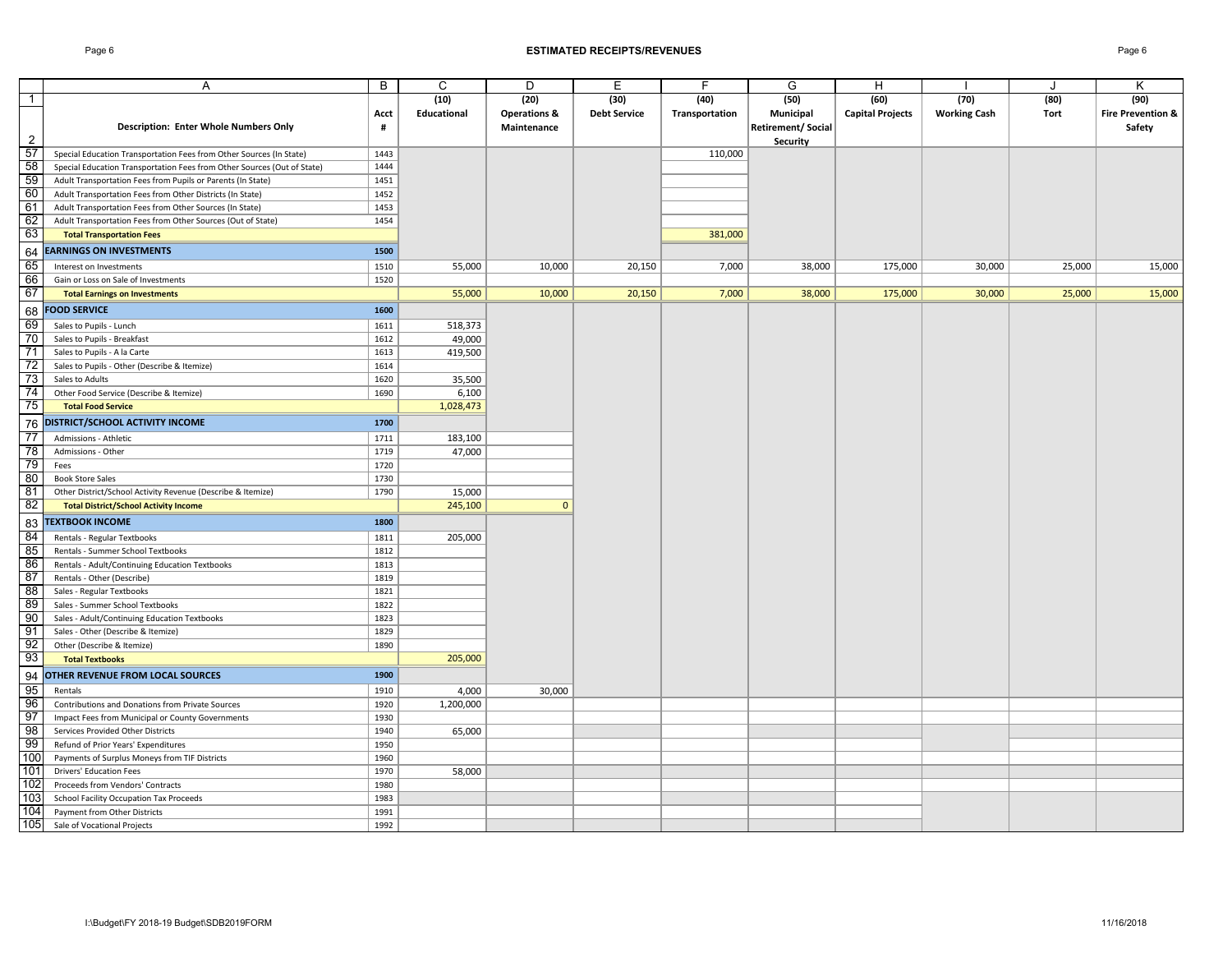## ESTIMATED RECEIPTS/REVENUES

| | A | B | C | D | E | F | G | H | I | J | K |
|---|---|---|---|---|---|---|---|---|---|---|---|
| 1 | | | (10) | (20) | (30) | (40) | (50) | (60) | (70) | (80) | (90) |
| 2 | **Description: Enter Whole Numbers Only** | **Acct #** | **Educational** | **Operations & Maintenance** | **Debt Service** | **Transportation** | **Municipal Retirement/ Social Security** | **Capital Projects** | **Working Cash** | **Tort** | **Fire Prevention & Safety** |
| 57 | Special Education Transportation Fees from Other Sources (In State) | 1443 | | | | 110,000 | | | | | |
| 58 | Special Education Transportation Fees from Other Sources (Out of State) | 1444 | | | | | | | | | |
| 59 | Adult Transportation Fees from Pupils or Parents (In State) | 1451 | | | | | | | | | |
| 60 | Adult Transportation Fees from Other Districts (In State) | 1452 | | | | | | | | | |
| 61 | Adult Transportation Fees from Other Sources (In State) | 1453 | | | | | | | | | |
| 62 | Adult Transportation Fees from Other Sources (Out of State) | 1454 | | | | | | | | | |
| 63 | **Total Transportation Fees** | | | | | 381,000 | | | | | |
| 64 | **EARNINGS ON INVESTMENTS** | **1500** | | | | | | | | | |
| 65 | Interest on Investments | 1510 | 55,000 | 10,000 | 20,150 | 7,000 | 38,000 | 175,000 | 30,000 | 25,000 | 15,000 |
| 66 | Gain or Loss on Sale of Investments | 1520 | | | | | | | | | |
| 67 | **Total Earnings on Investments** | | 55,000 | 10,000 | 20,150 | 7,000 | 38,000 | 175,000 | 30,000 | 25,000 | 15,000 |
| 68 | **FOOD SERVICE** | **1600** | | | | | | | | | |
| 69 | Sales to Pupils - Lunch | 1611 | 518,373 | | | | | | | | |
| 70 | Sales to Pupils - Breakfast | 1612 | 49,000 | | | | | | | | |
| 71 | Sales to Pupils - A la Carte | 1613 | 419,500 | | | | | | | | |
| 72 | Sales to Pupils - Other (Describe & Itemize) | 1614 | | | | | | | | | |
| 73 | Sales to Adults | 1620 | 35,500 | | | | | | | | |
| 74 | Other Food Service (Describe & Itemize) | 1690 | 6,100 | | | | | | | | |
| 75 | **Total Food Service** | | 1,028,473 | | | | | | | | |
| 76 | **DISTRICT/SCHOOL ACTIVITY INCOME** | **1700** | | | | | | | | | |
| 77 | Admissions - Athletic | 1711 | 183,100 | | | | | | | | |
| 78 | Admissions - Other | 1719 | 47,000 | | | | | | | | |
| 79 | Fees | 1720 | | | | | | | | | |
| 80 | Book Store Sales | 1730 | | | | | | | | | |
| 81 | Other District/School Activity Revenue (Describe & Itemize) | 1790 | 15,000 | | | | | | | | |
| 82 | **Total District/School Activity Income** | | 245,100 | 0 | | | | | | | |
| 83 | **TEXTBOOK INCOME** | **1800** | | | | | | | | | |
| 84 | Rentals - Regular Textbooks | 1811 | 205,000 | | | | | | | | |
| 85 | Rentals - Summer School Textbooks | 1812 | | | | | | | | | |
| 86 | Rentals - Adult/Continuing Education Textbooks | 1813 | | | | | | | | | |
| 87 | Rentals - Other (Describe) | 1819 | | | | | | | | | |
| 88 | Sales - Regular Textbooks | 1821 | | | | | | | | | |
| 89 | Sales - Summer School Textbooks | 1822 | | | | | | | | | |
| 90 | Sales - Adult/Continuing Education Textbooks | 1823 | | | | | | | | | |
| 91 | Sales - Other (Describe & Itemize) | 1829 | | | | | | | | | |
| 92 | Other (Describe & Itemize) | 1890 | | | | | | | | | |
| 93 | **Total Textbooks** | | 205,000 | | | | | | | | |
| 94 | **OTHER REVENUE FROM LOCAL SOURCES** | **1900** | | | | | | | | | |
| 95 | Rentals | 1910 | 4,000 | 30,000 | | | | | | | |
| 96 | Contributions and Donations from Private Sources | 1920 | 1,200,000 | | | | | | | | |
| 97 | Impact Fees from Municipal or County Governments | 1930 | | | | | | | | | |
| 98 | Services Provided Other Districts | 1940 | 65,000 | | | | | | | | |
| 99 | Refund of Prior Years' Expenditures | 1950 | | | | | | | | | |
| 100 | Payments of Surplus Moneys from TIF Districts | 1960 | | | | | | | | | |
| 101 | Drivers' Education Fees | 1970 | 58,000 | | | | | | | | |
| 102 | Proceeds from Vendors' Contracts | 1980 | | | | | | | | | |
| 103 | School Facility Occupation Tax Proceeds | 1983 | | | | | | | | | |
| 104 | Payment from Other Districts | 1991 | | | | | | | | | |
| 105 | Sale of Vocational Projects | 1992 | | | | | | | | | |

I:\Budget\FY 2018-19 Budget\SDB2019FORM 11/16/2018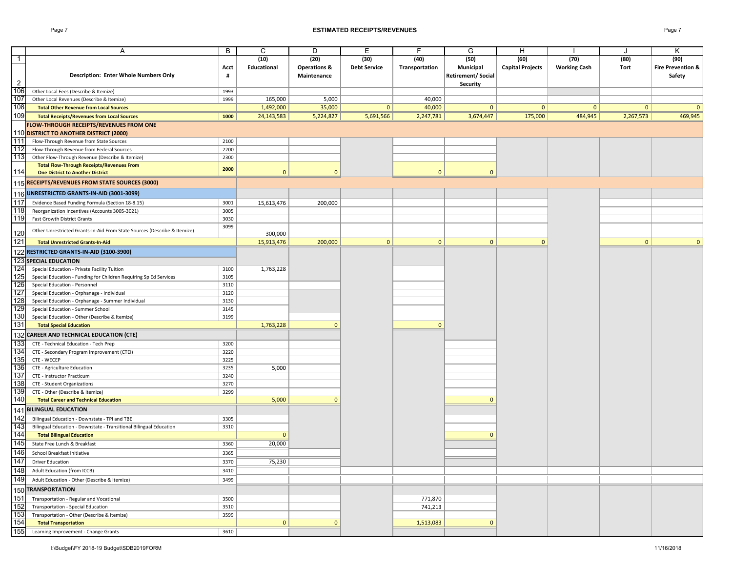# ESTIMATED RECEIPTS/REVENUES

| | A | B | C | D | E | F | G | H | I | J | K |
|---|---|---|---|---|---|---|---|---|---|---|---|
| 1 | Description: Enter Whole Numbers Only | Acct # | (10) Educational | (20) Operations & Maintenance | (30) Debt Service | (40) Transportation | (50) Municipal Retirement/ Social Security | (60) Capital Projects | (70) Working Cash | (80) Tort | (90) Fire Prevention & Safety |
| 106 | Other Local Fees (Describe & Itemize) | 1993 | | | | | | | | | |
| 107 | Other Local Revenues (Describe & Itemize) | 1999 | 165,000 | 5,000 | | 40,000 | | | | | |
| 108 | **Total Other Revenue from Local Sources** | | 1,492,000 | 35,000 | 0 | 40,000 | 0 | 0 | 0 | 0 | 0 |
| 109 | **Total Receipts/Revenues from Local Sources** | **1000** | 24,143,583 | 5,224,827 | 5,691,566 | 2,247,781 | 3,674,447 | 175,000 | 484,945 | 2,267,573 | 469,945 |
| 110 | **FLOW-THROUGH RECEIPTS/REVENUES FROM ONE DISTRICT TO ANOTHER DISTRICT (2000)** | | | | | | | | | | |
| 111 | Flow-Through Revenue from State Sources | 2100 | | | | | | | | | |
| 112 | Flow-Through Revenue from Federal Sources | 2200 | | | | | | | | | |
| 113 | Other Flow-Through Revenue (Describe & Itemize) | 2300 | | | | | | | | | |
| 114 | **Total Flow-Through Receipts/Revenues From One District to Another District** | **2000** | 0 | 0 | | 0 | 0 | | | | |
| 115 | **RECEIPTS/REVENUES FROM STATE SOURCES (3000)** | | | | | | | | | | |
| 116 | **UNRESTRICTED GRANTS-IN-AID (3001-3099)** | | | | | | | | | | |
| 117 | Evidence Based Funding Formula (Section 18-8.15) | 3001 | 15,613,476 | 200,000 | | | | | | | |
| 118 | Reorganization Incentives (Accounts 3005-3021) | 3005 | | | | | | | | | |
| 119 | Fast Growth District Grants | 3030 | | | | | | | | | |
| 120 | Other Unrestricted Grants-In-Aid From State Sources (Describe & Itemize) | 3099 | 300,000 | | | | | | | | |
| 121 | **Total Unrestricted Grants-In-Aid** | | 15,913,476 | 200,000 | 0 | 0 | 0 | 0 | | 0 | 0 |
| 122 | **RESTRICTED GRANTS-IN-AID (3100-3900)** | | | | | | | | | | |
| 123 | **SPECIAL EDUCATION** | | | | | | | | | | |
| 124 | Special Education - Private Facility Tuition | 3100 | 1,763,228 | | | | | | | | |
| 125 | Special Education - Funding for Children Requiring Sp Ed Services | 3105 | | | | | | | | | |
| 126 | Special Education - Personnel | 3110 | | | | | | | | | |
| 127 | Special Education - Orphanage - Individual | 3120 | | | | | | | | | |
| 128 | Special Education - Orphanage - Summer Individual | 3130 | | | | | | | | | |
| 129 | Special Education - Summer School | 3145 | | | | | | | | | |
| 130 | Special Education - Other (Describe & Itemize) | 3199 | | | | | | | | | |
| 131 | **Total Special Education** | | 1,763,228 | 0 | | 0 | | | | | |
| 132 | **CAREER AND TECHNICAL EDUCATION (CTE)** | | | | | | | | | | |
| 133 | CTE - Technical Education - Tech Prep | 3200 | | | | | | | | | |
| 134 | CTE - Secondary Program Improvement (CTEI) | 3220 | | | | | | | | | |
| 135 | CTE - WECEP | 3225 | | | | | | | | | |
| 136 | CTE - Agriculture Education | 3235 | 5,000 | | | | | | | | |
| 137 | CTE - Instructor Practicum | 3240 | | | | | | | | | |
| 138 | CTE - Student Organizations | 3270 | | | | | | | | | |
| 139 | CTE - Other (Describe & Itemize) | 3299 | | | | | | | | | |
| 140 | **Total Career and Technical Education** | | 5,000 | 0 | | | 0 | | | | |
| 141 | **BILINGUAL EDUCATION** | | | | | | | | | | |
| 142 | Bilingual Education - Downstate - TPI and TBE | 3305 | | | | | | | | | |
| 143 | Bilingual Education - Downstate - Transitional Bilingual Education | 3310 | | | | | | | | | |
| 144 | **Total Bilingual Education** | | 0 | | | | 0 | | | | |
| 145 | State Free Lunch & Breakfast | 3360 | 20,000 | | | | | | | | |
| 146 | School Breakfast Initiative | 3365 | | | | | | | | | |
| 147 | Driver Education | 3370 | 75,230 | | | | | | | | |
| 148 | Adult Education (from ICCB) | 3410 | | | | | | | | | |
| 149 | Adult Education - Other (Describe & Itemize) | 3499 | | | | | | | | | |
| 150 | **TRANSPORTATION** | | | | | | | | | | |
| 151 | Transportation - Regular and Vocational | 3500 | | | | 771,870 | | | | | |
| 152 | Transportation - Special Education | 3510 | | | | 741,213 | | | | | |
| 153 | Transportation - Other (Describe & Itemize) | 3599 | | | | | | | | | |
| 154 | **Total Transportation** | | 0 | 0 | | 1,513,083 | 0 | | | | |
| 155 | Learning Improvement - Change Grants | 3610 | | | | | | | | | |

I:\Budget\FY 2018-19 Budget\SDB2019FORM 11/16/2018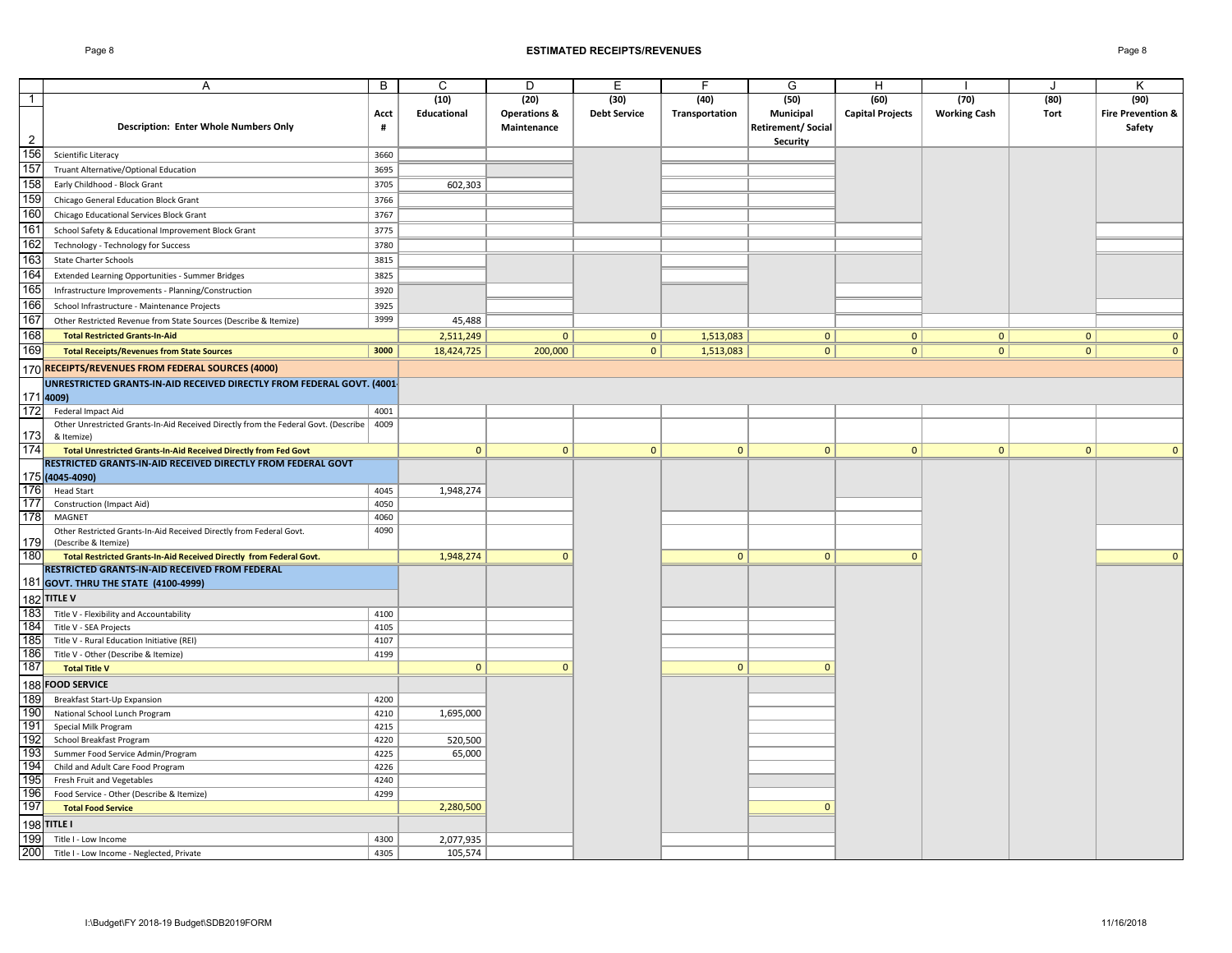# ESTIMATED RECEIPTS/REVENUES

| | A | B | C | D | E | F | G | H | I | J | K |
|---|---|---|---|---|---|---|---|---|---|---|---|
| 1 | | | (10) | (20) | (30) | (40) | (50) | (60) | (70) | (80) | (90) |
| 2 | Description: Enter Whole Numbers Only | Acct # | Educational | Operations & Maintenance | Debt Service | Transportation | Municipal Retirement/ Social Security | Capital Projects | Working Cash | Tort | Fire Prevention & Safety |
| 156 | Scientific Literacy | 3660 | | | | | | | | | |
| 157 | Truant Alternative/Optional Education | 3695 | | | | | | | | | |
| 158 | Early Childhood - Block Grant | 3705 | 602,303 | | | | | | | | |
| 159 | Chicago General Education Block Grant | 3766 | | | | | | | | | |
| 160 | Chicago Educational Services Block Grant | 3767 | | | | | | | | | |
| 161 | School Safety & Educational Improvement Block Grant | 3775 | | | | | | | | | |
| 162 | Technology - Technology for Success | 3780 | | | | | | | | | |
| 163 | State Charter Schools | 3815 | | | | | | | | | |
| 164 | Extended Learning Opportunities - Summer Bridges | 3825 | | | | | | | | | |
| 165 | Infrastructure Improvements - Planning/Construction | 3920 | | | | | | | | | |
| 166 | School Infrastructure - Maintenance Projects | 3925 | | | | | | | | | |
| 167 | Other Restricted Revenue from State Sources (Describe & Itemize) | 3999 | 45,488 | | | | | | | | |
| 168 | **Total Restricted Grants-In-Aid** | | 2,511,249 | 0 | 0 | 1,513,083 | 0 | 0 | 0 | 0 | 0 |
| 169 | **Total Receipts/Revenues from State Sources** | 3000 | 18,424,725 | 200,000 | 0 | 1,513,083 | 0 | 0 | 0 | 0 | 0 |
| 170 | **RECEIPTS/REVENUES FROM FEDERAL SOURCES (4000)** | | | | | | | | | | |
| 171 | **UNRESTRICTED GRANTS-IN-AID RECEIVED DIRECTLY FROM FEDERAL GOVT. (4001-4009)** | | | | | | | | | | |
| 172 | Federal Impact Aid | 4001 | | | | | | | | | |
| 173 | Other Unrestricted Grants-In-Aid Received Directly from the Federal Govt. (Describe & Itemize) | 4009 | | | | | | | | | |
| 174 | **Total Unrestricted Grants-In-Aid Received Directly from Fed Govt** | | 0 | 0 | 0 | 0 | 0 | 0 | 0 | 0 | 0 |
| 175 | **RESTRICTED GRANTS-IN-AID RECEIVED DIRECTLY FROM FEDERAL GOVT (4045-4090)** | | | | | | | | | | |
| 176 | Head Start | 4045 | 1,948,274 | | | | | | | | |
| 177 | Construction (Impact Aid) | 4050 | | | | | | | | | |
| 178 | MAGNET | 4060 | | | | | | | | | |
| 179 | Other Restricted Grants-In-Aid Received Directly from Federal Govt. (Describe & Itemize) | 4090 | | | | | | | | | |
| 180 | **Total Restricted Grants-In-Aid Received Directly from Federal Govt.** | | 1,948,274 | 0 | | 0 | 0 | 0 | | | 0 |
| 181 | **RESTRICTED GRANTS-IN-AID RECEIVED FROM FEDERAL GOVT. THRU THE STATE (4100-4999)** | | | | | | | | | | |
| 182 | **TITLE V** | | | | | | | | | | |
| 183 | Title V - Flexibility and Accountability | 4100 | | | | | | | | | |
| 184 | Title V - SEA Projects | 4105 | | | | | | | | | |
| 185 | Title V - Rural Education Initiative (REI) | 4107 | | | | | | | | | |
| 186 | Title V - Other (Describe & Itemize) | 4199 | | | | | | | | | |
| 187 | **Total Title V** | | 0 | 0 | | 0 | 0 | | | | |
| 188 | **FOOD SERVICE** | | | | | | | | | | |
| 189 | Breakfast Start-Up Expansion | 4200 | | | | | | | | | |
| 190 | National School Lunch Program | 4210 | 1,695,000 | | | | | | | | |
| 191 | Special Milk Program | 4215 | | | | | | | | | |
| 192 | School Breakfast Program | 4220 | 520,500 | | | | | | | | |
| 193 | Summer Food Service Admin/Program | 4225 | 65,000 | | | | | | | | |
| 194 | Child and Adult Care Food Program | 4226 | | | | | | | | | |
| 195 | Fresh Fruit and Vegetables | 4240 | | | | | | | | | |
| 196 | Food Service - Other (Describe & Itemize) | 4299 | | | | | | | | | |
| 197 | **Total Food Service** | | 2,280,500 | | | | 0 | | | | |
| 198 | **TITLE I** | | | | | | | | | | |
| 199 | Title I - Low Income | 4300 | 2,077,935 | | | | | | | | |
| 200 | Title I - Low Income - Neglected, Private | 4305 | 105,574 | | | | | | | | |

I:\Budget\FY 2018-19 Budget\SDB2019FORM 11/16/2018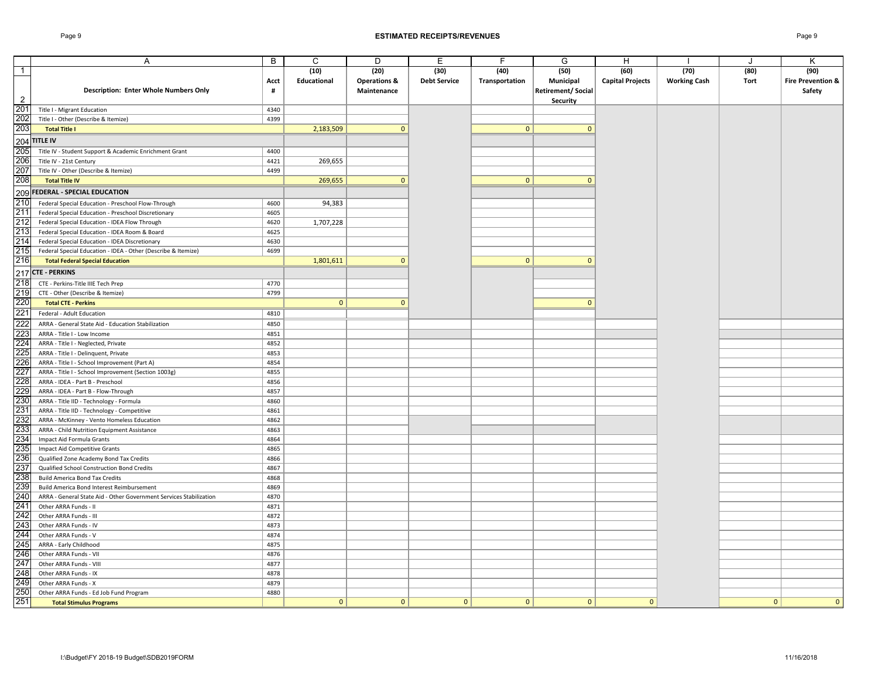## ESTIMATED RECEIPTS/REVENUES

| | A | B | C | D | E | F | G | H | I | J | K |
|---|---|---|---|---|---|---|---|---|---|---|---|
| 1 | | | (10) | (20) | (30) | (40) | (50) | (60) | (70) | (80) | (90) |
| 2 | **Description: Enter Whole Numbers Only** | **Acct #** | **Educational** | **Operations & Maintenance** | **Debt Service** | **Transportation** | **Municipal Retirement/ Social Security** | **Capital Projects** | **Working Cash** | **Tort** | **Fire Prevention & Safety** |
| 201 | Title I - Migrant Education | 4340 | | | | | | | | | |
| 202 | Title I - Other (Describe & Itemize) | 4399 | | | | | | | | | |
| 203 | **Total Title I** | | 2,183,509 | 0 | | 0 | 0 | | | | |
| 204 | **TITLE IV** | | | | | | | | | | |
| 205 | Title IV - Student Support & Academic Enrichment Grant | 4400 | | | | | | | | | |
| 206 | Title IV - 21st Century | 4421 | 269,655 | | | | | | | | |
| 207 | Title IV - Other (Describe & Itemize) | 4499 | | | | | | | | | |
| 208 | **Total Title IV** | | 269,655 | 0 | | 0 | 0 | | | | |
| 209 | **FEDERAL - SPECIAL EDUCATION** | | | | | | | | | | |
| 210 | Federal Special Education - Preschool Flow-Through | 4600 | 94,383 | | | | | | | | |
| 211 | Federal Special Education - Preschool Discretionary | 4605 | | | | | | | | | |
| 212 | Federal Special Education - IDEA Flow Through | 4620 | 1,707,228 | | | | | | | | |
| 213 | Federal Special Education - IDEA Room & Board | 4625 | | | | | | | | | |
| 214 | Federal Special Education - IDEA Discretionary | 4630 | | | | | | | | | |
| 215 | Federal Special Education - IDEA - Other (Describe & Itemize) | 4699 | | | | | | | | | |
| 216 | **Total Federal Special Education** | | 1,801,611 | 0 | | 0 | 0 | | | | |
| 217 | **CTE - PERKINS** | | | | | | | | | | |
| 218 | CTE - Perkins-Title IIIE Tech Prep | 4770 | | | | | | | | | |
| 219 | CTE - Other (Describe & Itemize) | 4799 | | | | | | | | | |
| 220 | **Total CTE - Perkins** | | 0 | 0 | | | 0 | | | | |
| 221 | Federal - Adult Education | 4810 | | | | | | | | | |
| 222 | ARRA - General State Aid - Education Stabilization | 4850 | | | | | | | | | |
| 223 | ARRA - Title I - Low Income | 4851 | | | | | | | | | |
| 224 | ARRA - Title I - Neglected, Private | 4852 | | | | | | | | | |
| 225 | ARRA - Title I - Delinquent, Private | 4853 | | | | | | | | | |
| 226 | ARRA - Title I - School Improvement (Part A) | 4854 | | | | | | | | | |
| 227 | ARRA - Title I - School Improvement (Section 1003g) | 4855 | | | | | | | | | |
| 228 | ARRA - IDEA - Part B - Preschool | 4856 | | | | | | | | | |
| 229 | ARRA - IDEA - Part B - Flow-Through | 4857 | | | | | | | | | |
| 230 | ARRA - Title IID - Technology - Formula | 4860 | | | | | | | | | |
| 231 | ARRA - Title IID - Technology - Competitive | 4861 | | | | | | | | | |
| 232 | ARRA - McKinney - Vento Homeless Education | 4862 | | | | | | | | | |
| 233 | ARRA - Child Nutrition Equipment Assistance | 4863 | | | | | | | | | |
| 234 | Impact Aid Formula Grants | 4864 | | | | | | | | | |
| 235 | Impact Aid Competitive Grants | 4865 | | | | | | | | | |
| 236 | Qualified Zone Academy Bond Tax Credits | 4866 | | | | | | | | | |
| 237 | Qualified School Construction Bond Credits | 4867 | | | | | | | | | |
| 238 | Build America Bond Tax Credits | 4868 | | | | | | | | | |
| 239 | Build America Bond Interest Reimbursement | 4869 | | | | | | | | | |
| 240 | ARRA - General State Aid - Other Government Services Stabilization | 4870 | | | | | | | | | |
| 241 | Other ARRA Funds - II | 4871 | | | | | | | | | |
| 242 | Other ARRA Funds - III | 4872 | | | | | | | | | |
| 243 | Other ARRA Funds - IV | 4873 | | | | | | | | | |
| 244 | Other ARRA Funds - V | 4874 | | | | | | | | | |
| 245 | ARRA - Early Childhood | 4875 | | | | | | | | | |
| 246 | Other ARRA Funds - VII | 4876 | | | | | | | | | |
| 247 | Other ARRA Funds - VIII | 4877 | | | | | | | | | |
| 248 | Other ARRA Funds - IX | 4878 | | | | | | | | | |
| 249 | Other ARRA Funds - X | 4879 | | | | | | | | | |
| 250 | Other ARRA Funds - Ed Job Fund Program | 4880 | | | | | | | | | |
| 251 | **Total Stimulus Programs** | | 0 | 0 | 0 | 0 | 0 | 0 | | 0 | 0 |

I:\Budget\FY 2018-19 Budget\SDB2019FORM 11/16/2018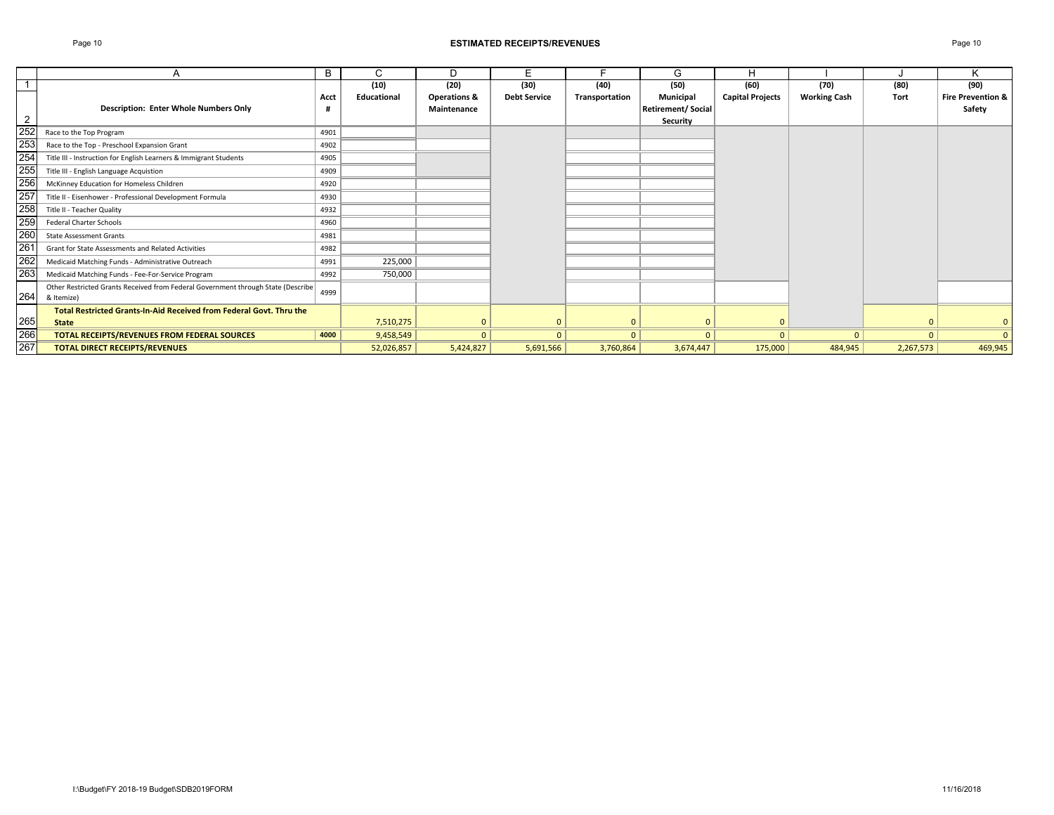# ESTIMATED RECEIPTS/REVENUES

| | A | B | C | D | E | F | G | H | I | J | K |
|---|---|---|---|---|---|---|---|---|---|---|---|
| 1 | | | (10) | (20) | (30) | (40) | (50) | (60) | (70) | (80) | (90) |
| 2 | Description: Enter Whole Numbers Only | Acct # | Educational | Operations & Maintenance | Debt Service | Transportation | Municipal Retirement/ Social Security | Capital Projects | Working Cash | Tort | Fire Prevention & Safety |
| 252 | Race to the Top Program | 4901 | | | | | | | | | |
| 253 | Race to the Top - Preschool Expansion Grant | 4902 | | | | | | | | | |
| 254 | Title III - Instruction for English Learners & Immigrant Students | 4905 | | | | | | | | | |
| 255 | Title III - English Language Acquistion | 4909 | | | | | | | | | |
| 256 | McKinney Education for Homeless Children | 4920 | | | | | | | | | |
| 257 | Title II - Eisenhower - Professional Development Formula | 4930 | | | | | | | | | |
| 258 | Title II - Teacher Quality | 4932 | | | | | | | | | |
| 259 | Federal Charter Schools | 4960 | | | | | | | | | |
| 260 | State Assessment Grants | 4981 | | | | | | | | | |
| 261 | Grant for State Assessments and Related Activities | 4982 | | | | | | | | | |
| 262 | Medicaid Matching Funds - Administrative Outreach | 4991 | 225,000 | | | | | | | | |
| 263 | Medicaid Matching Funds - Fee-For-Service Program | 4992 | 750,000 | | | | | | | | |
| 264 | Other Restricted Grants Received from Federal Government through State (Describe & Itemize) | 4999 | | | | | | | | | |
| 265 | **Total Restricted Grants-In-Aid Received from Federal Govt. Thru the State** | | 7,510,275 | 0 | 0 | 0 | 0 | 0 | | 0 | 0 |
| 266 | **TOTAL RECEIPTS/REVENUES FROM FEDERAL SOURCES** | **4000** | 9,458,549 | 0 | 0 | 0 | 0 | 0 | 0 | 0 | 0 |
| 267 | **TOTAL DIRECT RECEIPTS/REVENUES** | | 52,026,857 | 5,424,827 | 5,691,566 | 3,760,864 | 3,674,447 | 175,000 | 484,945 | 2,267,573 | 469,945 |

I:\Budget\FY 2018-19 Budget\SDB2019FORM 11/16/2018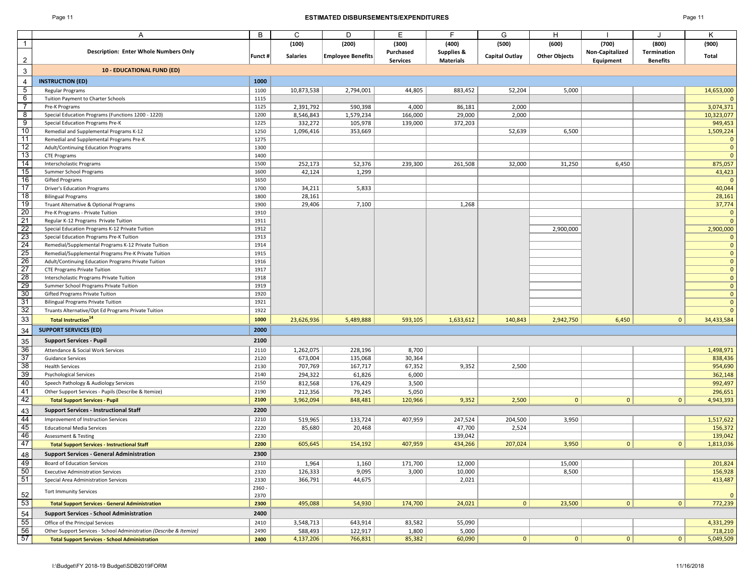## ESTIMATED DISBURSEMENTS/EXPENDITURES

| | A | B | C | D | E | F | G | H | I | J | K |
|---|---|---|---|---|---|---|---|---|---|---|---|
| 1 | | | (100) | (200) | (300) | (400) | (500) | (600) | (700) | (800) | (900) |
| 2 | Description: Enter Whole Numbers Only | Funct # | Salaries | Employee Benefits | Purchased Services | Supplies & Materials | Capital Outlay | Other Objects | Non-Capitalized Equipment | Termination Benefits | Total |
| 3 | **10 - EDUCATIONAL FUND (ED)** | | | | | | | | | | |
| 4 | **INSTRUCTION (ED)** | **1000** | | | | | | | | | |
| 5 | Regular Programs | 1100 | 10,873,538 | 2,794,001 | 44,805 | 883,452 | 52,204 | 5,000 | | | 14,653,000 |
| 6 | Tuition Payment to Charter Schools | 1115 | | | | | | | | | 0 |
| 7 | Pre-K Programs | 1125 | 2,391,792 | 590,398 | 4,000 | 86,181 | 2,000 | | | | 3,074,371 |
| 8 | Special Education Programs (Functions 1200 - 1220) | 1200 | 8,546,843 | 1,579,234 | 166,000 | 29,000 | 2,000 | | | | 10,323,077 |
| 9 | Special Education Programs Pre-K | 1225 | 332,272 | 105,978 | 139,000 | 372,203 | | | | | 949,453 |
| 10 | Remedial and Supplemental Programs K-12 | 1250 | 1,096,416 | 353,669 | | | 52,639 | 6,500 | | | 1,509,224 |
| 11 | Remedial and Supplemental Programs Pre-K | 1275 | | | | | | | | | 0 |
| 12 | Adult/Continuing Education Programs | 1300 | | | | | | | | | 0 |
| 13 | CTE Programs | 1400 | | | | | | | | | 0 |
| 14 | Interscholastic Programs | 1500 | 252,173 | 52,376 | 239,300 | 261,508 | 32,000 | 31,250 | 6,450 | | 875,057 |
| 15 | Summer School Programs | 1600 | 42,124 | 1,299 | | | | | | | 43,423 |
| 16 | Gifted Programs | 1650 | | | | | | | | | 0 |
| 17 | Driver's Education Programs | 1700 | 34,211 | 5,833 | | | | | | | 40,044 |
| 18 | Bilingual Programs | 1800 | 28,161 | | | | | | | | 28,161 |
| 19 | Truant Alternative & Optional Programs | 1900 | 29,406 | 7,100 | | 1,268 | | | | | 37,774 |
| 20 | Pre-K Programs - Private Tuition | 1910 | | | | | | | | | 0 |
| 21 | Regular K-12 Programs Private Tuition | 1911 | | | | | | | | | 0 |
| 22 | Special Education Programs K-12 Private Tuition | 1912 | | | | | | 2,900,000 | | | 2,900,000 |
| 23 | Special Education Programs Pre-K Tuition | 1913 | | | | | | | | | 0 |
| 24 | Remedial/Supplemental Programs K-12 Private Tuition | 1914 | | | | | | | | | 0 |
| 25 | Remedial/Supplemental Programs Pre-K Private Tuition | 1915 | | | | | | | | | 0 |
| 26 | Adult/Continuing Education Programs Private Tuition | 1916 | | | | | | | | | 0 |
| 27 | CTE Programs Private Tuition | 1917 | | | | | | | | | 0 |
| 28 | Interscholastic Programs Private Tuition | 1918 | | | | | | | | | 0 |
| 29 | Summer School Programs Private Tuition | 1919 | | | | | | | | | 0 |
| 30 | Gifted Programs Private Tuition | 1920 | | | | | | | | | 0 |
| 31 | Bilingual Programs Private Tuition | 1921 | | | | | | | | | 0 |
| 32 | Truants Alternative/Opt Ed Programs Private Tuition | 1922 | | | | | | | | | 0 |
| 33 | **Total Instruction[14]** | **1000** | 23,626,936 | 5,489,888 | 593,105 | 1,633,612 | 140,843 | 2,942,750 | 6,450 | 0 | 34,433,584 |
| 34 | **SUPPORT SERVICES (ED)** | **2000** | | | | | | | | | |
| 35 | **Support Services - Pupil** | **2100** | | | | | | | | | |
| 36 | Attendance & Social Work Services | 2110 | 1,262,075 | 228,196 | 8,700 | | | | | | 1,498,971 |
| 37 | Guidance Services | 2120 | 673,004 | 135,068 | 30,364 | | | | | | 838,436 |
| 38 | Health Services | 2130 | 707,769 | 167,717 | 67,352 | 9,352 | 2,500 | | | | 954,690 |
| 39 | Psychological Services | 2140 | 294,322 | 61,826 | 6,000 | | | | | | 362,148 |
| 40 | Speech Pathology & Audiology Services | 2150 | 812,568 | 176,429 | 3,500 | | | | | | 992,497 |
| 41 | Other Support Services - Pupils (Describe & Itemize) | 2190 | 212,356 | 79,245 | 5,050 | | | | | | 296,651 |
| 42 | **Total Support Services - Pupil** | **2100** | 3,962,094 | 848,481 | 120,966 | 9,352 | 2,500 | 0 | 0 | 0 | 4,943,393 |
| 43 | **Support Services - Instructional Staff** | **2200** | | | | | | | | | |
| 44 | Improvement of Instruction Services | 2210 | 519,965 | 133,724 | 407,959 | 247,524 | 204,500 | 3,950 | | | 1,517,622 |
| 45 | Educational Media Services | 2220 | 85,680 | 20,468 | | 47,700 | 2,524 | | | | 156,372 |
| 46 | Assessment & Testing | 2230 | | | | 139,042 | | | | | 139,042 |
| 47 | **Total Support Services - Instructional Staff** | **2200** | 605,645 | 154,192 | 407,959 | 434,266 | 207,024 | 3,950 | 0 | 0 | 1,813,036 |
| 48 | **Support Services - General Administration** | **2300** | | | | | | | | | |
| 49 | Board of Education Services | 2310 | 1,964 | 1,160 | 171,700 | 12,000 | | 15,000 | | | 201,824 |
| 50 | Executive Administration Services | 2320 | 126,333 | 9,095 | 3,000 | 10,000 | | 8,500 | | | 156,928 |
| 51 | Special Area Administration Services | 2330 | 366,791 | 44,675 | | 2,021 | | | | | 413,487 |
| 52 | Tort Immunity Services | 2360 - 2370 | | | | | | | | | 0 |
| 53 | **Total Support Services - General Administration** | **2300** | 495,088 | 54,930 | 174,700 | 24,021 | 0 | 23,500 | 0 | 0 | 772,239 |
| 54 | **Support Services - School Administration** | **2400** | | | | | | | | | |
| 55 | Office of the Principal Services | 2410 | 3,548,713 | 643,914 | 83,582 | 55,090 | | | | | 4,331,299 |
| 56 | Other Support Services - School Administration *(Describe & Itemize)* | 2490 | 588,493 | 122,917 | 1,800 | 5,000 | | | | | 718,210 |
| 57 | **Total Support Services - School Administration** | **2400** | 4,137,206 | 766,831 | 85,382 | 60,090 | 0 | 0 | 0 | 0 | 5,049,509 |

I:\Budget\FY 2018-19 Budget\SDB2019FORM 11/16/2018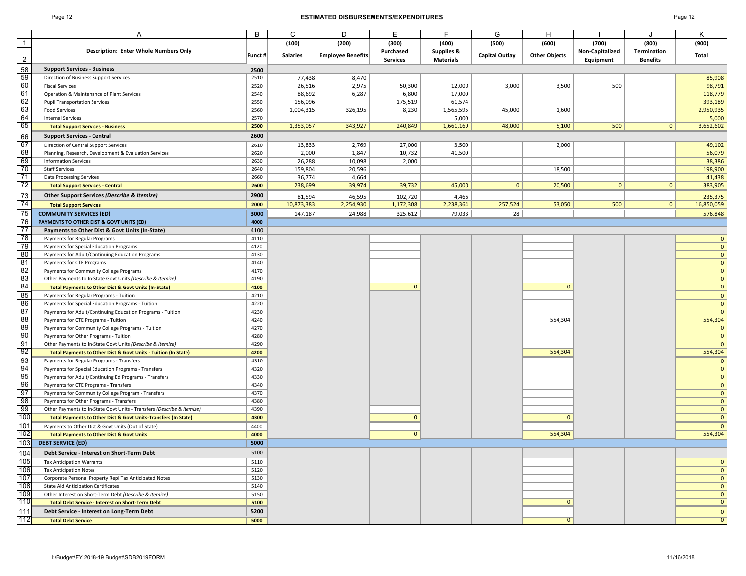## ESTIMATED DISBURSEMENTS/EXPENDITURES

| | A | B | C | D | E | F | G | H | I | J | K |
|---|---|---|---|---|---|---|---|---|---|---|---|
| 1 | | | (100) | (200) | (300) | (400) | (500) | (600) | (700) | (800) | (900) |
| 2 | **Description: Enter Whole Numbers Only** | **Funct #** | **Salaries** | **Employee Benefits** | **Purchased Services** | **Supplies & Materials** | **Capital Outlay** | **Other Objects** | **Non-Capitalized Equipment** | **Termination Benefits** | **Total** |
| 58 | **Support Services - Business** | **2500** | | | | | | | | | |
| 59 | Direction of Business Support Services | 2510 | 77,438 | 8,470 | | | | | | | 85,908 |
| 60 | Fiscal Services | 2520 | 26,516 | 2,975 | 50,300 | 12,000 | 3,000 | 3,500 | 500 | | 98,791 |
| 61 | Operation & Maintenance of Plant Services | 2540 | 88,692 | 6,287 | 6,800 | 17,000 | | | | | 118,779 |
| 62 | Pupil Transportation Services | 2550 | 156,096 | | 175,519 | 61,574 | | | | | 393,189 |
| 63 | Food Services | 2560 | 1,004,315 | 326,195 | 8,230 | 1,565,595 | 45,000 | 1,600 | | | 2,950,935 |
| 64 | Internal Services | 2570 | | | | 5,000 | | | | | 5,000 |
| 65 | **Total Support Services - Business** | **2500** | 1,353,057 | 343,927 | 240,849 | 1,661,169 | 48,000 | 5,100 | 500 | 0 | 3,652,602 |
| 66 | **Support Services - Central** | **2600** | | | | | | | | | |
| 67 | Direction of Central Support Services | 2610 | 13,833 | 2,769 | 27,000 | 3,500 | | 2,000 | | | 49,102 |
| 68 | Planning, Research, Development & Evaluation Services | 2620 | 2,000 | 1,847 | 10,732 | 41,500 | | | | | 56,079 |
| 69 | Information Services | 2630 | 26,288 | 10,098 | 2,000 | | | | | | 38,386 |
| 70 | Staff Services | 2640 | 159,804 | 20,596 | | | | 18,500 | | | 198,900 |
| 71 | Data Processing Services | 2660 | 36,774 | 4,664 | | | | | | | 41,438 |
| 72 | **Total Support Services - Central** | **2600** | 238,699 | 39,974 | 39,732 | 45,000 | 0 | 20,500 | 0 | 0 | 383,905 |
| 73 | **Other Support Services *(Describe & Itemize)*** | **2900** | 81,594 | 46,595 | 102,720 | 4,466 | | | | | 235,375 |
| 74 | **Total Support Services** | **2000** | 10,873,383 | 2,254,930 | 1,172,308 | 2,238,364 | 257,524 | 53,050 | 500 | 0 | 16,850,059 |
| 75 | **COMMUNITY SERVICES (ED)** | **3000** | 147,187 | 24,988 | 325,612 | 79,033 | 28 | | | | 576,848 |
| 76 | **PAYMENTS TO OTHER DIST & GOVT UNITS (ED)** | **4000** | | | | | | | | | |
| 77 | **Payments to Other Dist & Govt Units (In-State)** | 4100 | | | | | | | | | |
| 78 | Payments for Regular Programs | 4110 | | | | | | | | | 0 |
| 79 | Payments for Special Education Programs | 4120 | | | | | | | | | 0 |
| 80 | Payments for Adult/Continuing Education Programs | 4130 | | | | | | | | | 0 |
| 81 | Payments for CTE Programs | 4140 | | | | | | | | | 0 |
| 82 | Payments for Community College Programs | 4170 | | | | | | | | | 0 |
| 83 | Other Payments to In-State Govt Units *(Describe & Itemize)* | 4190 | | | | | | | | | 0 |
| 84 | **Total Payments to Other Dist & Govt Units (In-State)** | **4100** | | | 0 | | | 0 | | | 0 |
| 85 | Payments for Regular Programs - Tuition | 4210 | | | | | | | | | 0 |
| 86 | Payments for Special Education Programs - Tuition | 4220 | | | | | | | | | 0 |
| 87 | Payments for Adult/Continuing Education Programs - Tuition | 4230 | | | | | | | | | 0 |
| 88 | Payments for CTE Programs - Tuition | 4240 | | | | | | 554,304 | | | 554,304 |
| 89 | Payments for Community College Programs - Tuition | 4270 | | | | | | | | | 0 |
| 90 | Payments for Other Programs - Tuition | 4280 | | | | | | | | | 0 |
| 91 | Other Payments to In-State Govt Units *(Describe & Itemize)* | 4290 | | | | | | | | | 0 |
| 92 | **Total Payments to Other Dist & Govt Units - Tuition (In State)** | **4200** | | | | | | 554,304 | | | 554,304 |
| 93 | Payments for Regular Programs - Transfers | 4310 | | | | | | | | | 0 |
| 94 | Payments for Special Education Programs - Transfers | 4320 | | | | | | | | | 0 |
| 95 | Payments for Adult/Continuing Ed Programs - Transfers | 4330 | | | | | | | | | 0 |
| 96 | Payments for CTE Programs - Transfers | 4340 | | | | | | | | | 0 |
| 97 | Payments for Community College Program - Transfers | 4370 | | | | | | | | | 0 |
| 98 | Payments for Other Programs - Transfers | 4380 | | | | | | | | | 0 |
| 99 | Other Payments to In-State Govt Units - Transfers *(Describe & Itemize)* | 4390 | | | | | | | | | 0 |
| 100 | **Total Payments to Other Dist & Govt Units-Transfers (In State)** | **4300** | | | 0 | | | 0 | | | 0 |
| 101 | Payments to Other Dist & Govt Units (Out of State) | 4400 | | | | | | | | | 0 |
| 102 | **Total Payments to Other Dist & Govt Units** | **4000** | | | 0 | | | 554,304 | | | 554,304 |
| 103 | **DEBT SERVICE (ED)** | **5000** | | | | | | | | | |
| 104 | **Debt Service - Interest on Short-Term Debt** | 5100 | | | | | | | | | |
| 105 | Tax Anticipation Warrants | 5110 | | | | | | | | | 0 |
| 106 | Tax Anticipation Notes | 5120 | | | | | | | | | 0 |
| 107 | Corporate Personal Property Repl Tax Anticipated Notes | 5130 | | | | | | | | | 0 |
| 108 | State Aid Anticipation Certificates | 5140 | | | | | | | | | 0 |
| 109 | Other Interest on Short-Term Debt *(Describe & Itemize)* | 5150 | | | | | | | | | 0 |
| 110 | **Total Debt Service - Interest on Short-Term Debt** | **5100** | | | | | | 0 | | | 0 |
| 111 | **Debt Service - Interest on Long-Term Debt** | **5200** | | | | | | | | | 0 |
| 112 | **Total Debt Service** | **5000** | | | | | | 0 | | | 0 |

I:\Budget\FY 2018-19 Budget\SDB2019FORM 11/16/2018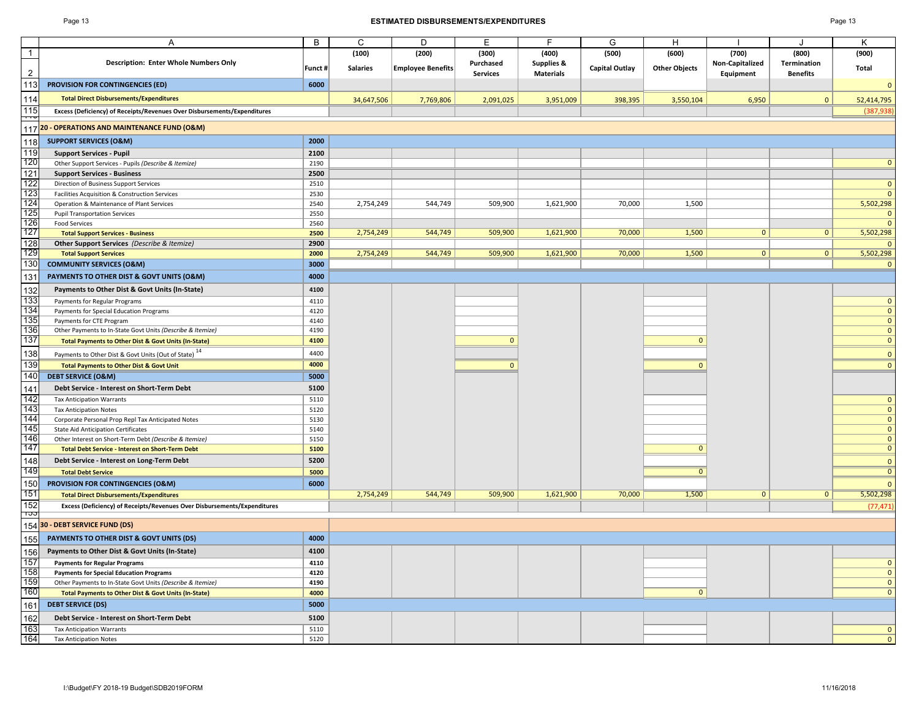## ESTIMATED DISBURSEMENTS/EXPENDITURES

| | A | B | C | D | E | F | G | H | I | J | K |
|---|---|---|---|---|---|---|---|---|---|---|---|
| 1 | Description: Enter Whole Numbers Only | Funct # | (100) | (200) | (300) | (400) | (500) | (600) | (700) | (800) | (900) |
| 2 | | | Salaries | Employee Benefits | Purchased Services | Supplies & Materials | Capital Outlay | Other Objects | Non-Capitalized Equipment | Termination Benefits | Total |
| 113 | **PROVISION FOR CONTINGENCIES (ED)** | **6000** | | | | | | | | | 0 |
| 114 | **Total Direct Disbursements/Expenditures** | | 34,647,506 | 7,769,806 | 2,091,025 | 3,951,009 | 398,395 | 3,550,104 | 6,950 | 0 | 52,414,795 |
| 115 | **Excess (Deficiency) of Receipts/Revenues Over Disbursements/Expenditures** | | | | | | | | | | (387,938) |
| 117 | **20 - OPERATIONS AND MAINTENANCE FUND (O&M)** | | | | | | | | | | |
| 118 | **SUPPORT SERVICES (O&M)** | **2000** | | | | | | | | | |
| 119 | **Support Services - Pupil** | **2100** | | | | | | | | | |
| 120 | Other Support Services - Pupils *(Describe & Itemize)* | 2190 | | | | | | | | | 0 |
| 121 | **Support Services - Business** | **2500** | | | | | | | | | |
| 122 | Direction of Business Support Services | 2510 | | | | | | | | | 0 |
| 123 | Facilities Acquisition & Construction Services | 2530 | | | | | | | | | 0 |
| 124 | Operation & Maintenance of Plant Services | 2540 | 2,754,249 | 544,749 | 509,900 | 1,621,900 | 70,000 | 1,500 | | | 5,502,298 |
| 125 | Pupil Transportation Services | 2550 | | | | | | | | | 0 |
| 126 | Food Services | 2560 | | | | | | | | | 0 |
| 127 | **Total Support Services - Business** | **2500** | 2,754,249 | 544,749 | 509,900 | 1,621,900 | 70,000 | 1,500 | 0 | 0 | 5,502,298 |
| 128 | **Other Support Services** *(Describe & Itemize)* | **2900** | | | | | | | | | 0 |
| 129 | **Total Support Services** | **2000** | 2,754,249 | 544,749 | 509,900 | 1,621,900 | 70,000 | 1,500 | 0 | 0 | 5,502,298 |
| 130 | **COMMUNITY SERVICES (O&M)** | **3000** | | | | | | | | | 0 |
| 131 | **PAYMENTS TO OTHER DIST & GOVT UNITS (O&M)** | **4000** | | | | | | | | | |
| 132 | **Payments to Other Dist & Govt Units (In-State)** | **4100** | | | | | | | | | |
| 133 | Payments for Regular Programs | 4110 | | | | | | | | | 0 |
| 134 | Payments for Special Education Programs | 4120 | | | | | | | | | 0 |
| 135 | Payments for CTE Program | 4140 | | | | | | | | | 0 |
| 136 | Other Payments to In-State Govt Units *(Describe & Itemize)* | 4190 | | | | | | | | | 0 |
| 137 | **Total Payments to Other Dist & Govt Units (In-State)** | **4100** | | | 0 | | | 0 | | | 0 |
| 138 | Payments to Other Dist & Govt Units (Out of State) [14] | 4400 | | | | | | | | | 0 |
| 139 | **Total Payments to Other Dist & Govt Unit** | **4000** | | | 0 | | | 0 | | | 0 |
| 140 | **DEBT SERVICE (O&M)** | **5000** | | | | | | | | | |
| 141 | **Debt Service - Interest on Short-Term Debt** | **5100** | | | | | | | | | |
| 142 | Tax Anticipation Warrants | 5110 | | | | | | | | | 0 |
| 143 | Tax Anticipation Notes | 5120 | | | | | | | | | 0 |
| 144 | Corporate Personal Prop Repl Tax Anticipated Notes | 5130 | | | | | | | | | 0 |
| 145 | State Aid Anticipation Certificates | 5140 | | | | | | | | | 0 |
| 146 | Other Interest on Short-Term Debt *(Describe & Itemize)* | 5150 | | | | | | | | | 0 |
| 147 | **Total Debt Service - Interest on Short-Term Debt** | **5100** | | | | | | 0 | | | 0 |
| 148 | **Debt Service - Interest on Long-Term Debt** | **5200** | | | | | | | | | 0 |
| 149 | **Total Debt Service** | **5000** | | | | | | 0 | | | 0 |
| 150 | **PROVISION FOR CONTINGENCIES (O&M)** | **6000** | | | | | | | | | 0 |
| 151 | **Total Direct Disbursements/Expenditures** | | 2,754,249 | 544,749 | 509,900 | 1,621,900 | 70,000 | 1,500 | 0 | 0 | 5,502,298 |
| 152 | **Excess (Deficiency) of Receipts/Revenues Over Disbursements/Expenditures** | | | | | | | | | | (77,471) |
| 154 | **30 - DEBT SERVICE FUND (DS)** | | | | | | | | | | |
| 155 | **PAYMENTS TO OTHER DIST & GOVT UNITS (DS)** | **4000** | | | | | | | | | |
| 156 | **Payments to Other Dist & Govt Units (In-State)** | **4100** | | | | | | | | | |
| 157 | **Payments for Regular Programs** | **4110** | | | | | | | | | 0 |
| 158 | **Payments for Special Education Programs** | **4120** | | | | | | | | | 0 |
| 159 | Other Payments to In-State Govt Units *(Describe & Itemize)* | 4190 | | | | | | | | | 0 |
| 160 | **Total Payments to Other Dist & Govt Units (In-State)** | **4000** | | | | | | 0 | | | 0 |
| 161 | **DEBT SERVICE (DS)** | **5000** | | | | | | | | | |
| 162 | **Debt Service - Interest on Short-Term Debt** | **5100** | | | | | | | | | |
| 163 | Tax Anticipation Warrants | 5110 | | | | | | | | | 0 |
| 164 | Tax Anticipation Notes | 5120 | | | | | | | | | 0 |

I:\Budget\FY 2018-19 Budget\SDB2019FORM — 11/16/2018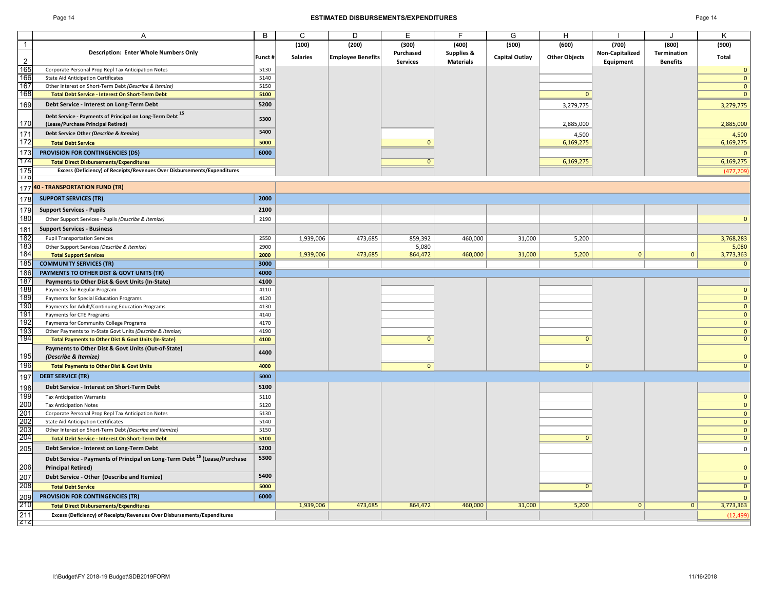# ESTIMATED DISBURSEMENTS/EXPENDITURES

| | A | B | C | D | E | F | G | H | I | J | K |
|---|---|---|---|---|---|---|---|---|---|---|---|
| 1 | | | (100) | (200) | (300) | (400) | (500) | (600) | (700) | (800) | (900) |
| 2 | **Description: Enter Whole Numbers Only** | **Funct #** | **Salaries** | **Employee Benefits** | **Purchased Services** | **Supplies & Materials** | **Capital Outlay** | **Other Objects** | **Non-Capitalized Equipment** | **Termination Benefits** | **Total** |
| 165 | Corporate Personal Prop Repl Tax Anticipation Notes | 5130 | | | | | | | | | 0 |
| 166 | State Aid Anticipation Certificates | 5140 | | | | | | | | | 0 |
| 167 | Other Interest on Short-Term Debt *(Describe & Itemize)* | 5150 | | | | | | | | | 0 |
| 168 | **Total Debt Service - Interest On Short-Term Debt** | **5100** | | | | | | 0 | | | 0 |
| 169 | **Debt Service - Interest on Long-Term Debt** | **5200** | | | | | | 3,279,775 | | | 3,279,775 |
| 170 | **Debt Service - Payments of Principal on Long-Term Debt [15] (Lease/Purchase Principal Retired)** | **5300** | | | | | | 2,885,000 | | | 2,885,000 |
| 171 | **Debt Service Other *(Describe & Itemize)*** | **5400** | | | | | | 4,500 | | | 4,500 |
| 172 | **Total Debt Service** | **5000** | | | 0 | | | 6,169,275 | | | 6,169,275 |
| 173 | **PROVISION FOR CONTINGENCIES (DS)** | **6000** | | | | | | | | | 0 |
| 174 | **Total Direct Disbursements/Expenditures** | | | | 0 | | | 6,169,275 | | | 6,169,275 |
| 175 | **Excess (Deficiency) of Receipts/Revenues Over Disbursements/Expenditures** | | | | | | | | | | (477,709) |
| 176 | | | | | | | | | | | |
| 177 | **40 - TRANSPORTATION FUND (TR)** | | | | | | | | | | |
| 178 | **SUPPORT SERVICES (TR)** | **2000** | | | | | | | | | |
| 179 | **Support Services - Pupils** | **2100** | | | | | | | | | |
| 180 | Other Support Services - Pupils *(Describe & Itemize)* | 2190 | | | | | | | | | 0 |
| 181 | **Support Services - Business** | | | | | | | | | | |
| 182 | Pupil Transportation Services | 2550 | 1,939,006 | 473,685 | 859,392 | 460,000 | 31,000 | 5,200 | | | 3,768,283 |
| 183 | Other Support Services *(Describe & Itemize)* | 2900 | | | 5,080 | | | | | | 5,080 |
| 184 | **Total Support Services** | **2000** | 1,939,006 | 473,685 | 864,472 | 460,000 | 31,000 | 5,200 | 0 | 0 | 3,773,363 |
| 185 | **COMMUNITY SERVICES (TR)** | **3000** | | | | | | | | | 0 |
| 186 | **PAYMENTS TO OTHER DIST & GOVT UNITS (TR)** | **4000** | | | | | | | | | |
| 187 | **Payments to Other Dist & Govt Units (In-State)** | **4100** | | | | | | | | | |
| 188 | Payments for Regular Program | 4110 | | | | | | | | | 0 |
| 189 | Payments for Special Education Programs | 4120 | | | | | | | | | 0 |
| 190 | Payments for Adult/Continuing Education Programs | 4130 | | | | | | | | | 0 |
| 191 | Payments for CTE Programs | 4140 | | | | | | | | | 0 |
| 192 | Payments for Community College Programs | 4170 | | | | | | | | | 0 |
| 193 | Other Payments to In-State Govt Units *(Describe & Itemize)* | 4190 | | | | | | | | | 0 |
| 194 | **Total Payments to Other Dist & Govt Units (In-State)** | **4100** | | | 0 | | | 0 | | | 0 |
| 195 | **Payments to Other Dist & Govt Units (Out-of-State) *(Describe & Itemize)*** | **4400** | | | | | | | | | 0 |
| 196 | **Total Payments to Other Dist & Govt Units** | **4000** | | | 0 | | | 0 | | | 0 |
| 197 | **DEBT SERVICE (TR)** | **5000** | | | | | | | | | |
| 198 | **Debt Service - Interest on Short-Term Debt** | **5100** | | | | | | | | | |
| 199 | Tax Anticipation Warrants | 5110 | | | | | | | | | 0 |
| 200 | Tax Anticipation Notes | 5120 | | | | | | | | | 0 |
| 201 | Corporate Personal Prop Repl Tax Anticipation Notes | 5130 | | | | | | | | | 0 |
| 202 | State Aid Anticipation Certificates | 5140 | | | | | | | | | 0 |
| 203 | Other Interest on Short-Term Debt *(Describe and Itemize)* | 5150 | | | | | | | | | 0 |
| 204 | **Total Debt Service - Interest On Short-Term Debt** | **5100** | | | | | | 0 | | | 0 |
| 205 | **Debt Service - Interest on Long-Term Debt** | **5200** | | | | | | | | | 0 |
| 206 | **Debt Service - Payments of Principal on Long-Term Debt [15] (Lease/Purchase Principal Retired)** | **5300** | | | | | | | | | 0 |
| 207 | **Debt Service - Other (Describe and Itemize)** | **5400** | | | | | | | | | 0 |
| 208 | **Total Debt Service** | **5000** | | | | | | 0 | | | 0 |
| 209 | **PROVISION FOR CONTINGENCIES (TR)** | **6000** | | | | | | | | | 0 |
| 210 | **Total Direct Disbursements/Expenditures** | | 1,939,006 | 473,685 | 864,472 | 460,000 | 31,000 | 5,200 | 0 | 0 | 3,773,363 |
| 211 | **Excess (Deficiency) of Receipts/Revenues Over Disbursements/Expenditures** | | | | | | | | | | (12,499) |
| 212 | | | | | | | | | | | |

I:\Budget\FY 2018-19 Budget\SDB2019FORM 11/16/2018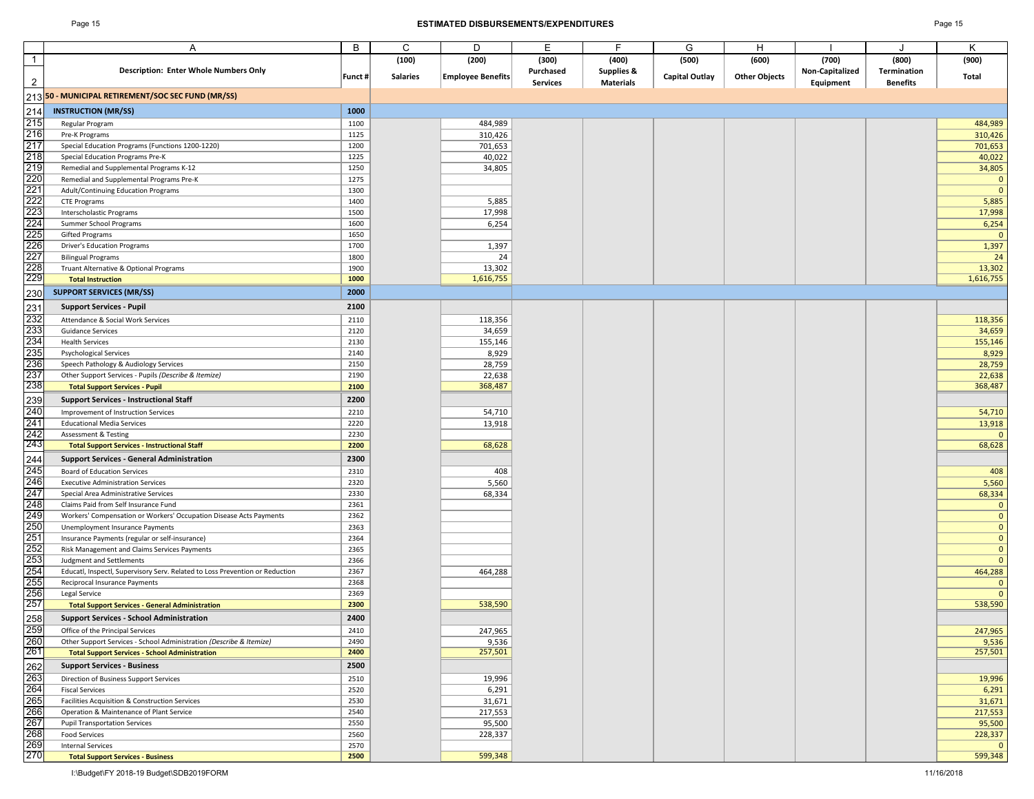# ESTIMATED DISBURSEMENTS/EXPENDITURES

| Description: Enter Whole Numbers Only | Funct # | (100) Salaries | (200) Employee Benefits | (300) Purchased Services | (400) Supplies & Materials | (500) Capital Outlay | (600) Other Objects | (700) Non-Capitalized Equipment | (800) Termination Benefits | (900) Total |
|---|---|---|---|---|---|---|---|---|---|---|
| **50 - MUNICIPAL RETIREMENT/SOC SEC FUND (MR/SS)** | | | | | | | | | | |
| **INSTRUCTION (MR/SS)** | **1000** | | | | | | | | | |
| Regular Program | 1100 | | 484,989 | | | | | | | 484,989 |
| Pre-K Programs | 1125 | | 310,426 | | | | | | | 310,426 |
| Special Education Programs (Functions 1200-1220) | 1200 | | 701,653 | | | | | | | 701,653 |
| Special Education Programs Pre-K | 1225 | | 40,022 | | | | | | | 40,022 |
| Remedial and Supplemental Programs K-12 | 1250 | | 34,805 | | | | | | | 34,805 |
| Remedial and Supplemental Programs Pre-K | 1275 | | | | | | | | | 0 |
| Adult/Continuing Education Programs | 1300 | | | | | | | | | 0 |
| CTE Programs | 1400 | | 5,885 | | | | | | | 5,885 |
| Interscholastic Programs | 1500 | | 17,998 | | | | | | | 17,998 |
| Summer School Programs | 1600 | | 6,254 | | | | | | | 6,254 |
| Gifted Programs | 1650 | | | | | | | | | 0 |
| Driver's Education Programs | 1700 | | 1,397 | | | | | | | 1,397 |
| Bilingual Programs | 1800 | | 24 | | | | | | | 24 |
| Truant Alternative & Optional Programs | 1900 | | 13,302 | | | | | | | 13,302 |
| **Total Instruction** | **1000** | | 1,616,755 | | | | | | | 1,616,755 |
| **SUPPORT SERVICES (MR/SS)** | **2000** | | | | | | | | | |
| **Support Services - Pupil** | **2100** | | | | | | | | | |
| Attendance & Social Work Services | 2110 | | 118,356 | | | | | | | 118,356 |
| Guidance Services | 2120 | | 34,659 | | | | | | | 34,659 |
| Health Services | 2130 | | 155,146 | | | | | | | 155,146 |
| Psychological Services | 2140 | | 8,929 | | | | | | | 8,929 |
| Speech Pathology & Audiology Services | 2150 | | 28,759 | | | | | | | 28,759 |
| Other Support Services - Pupils *(Describe & Itemize)* | 2190 | | 22,638 | | | | | | | 22,638 |
| **Total Support Services - Pupil** | **2100** | | 368,487 | | | | | | | 368,487 |
| **Support Services - Instructional Staff** | **2200** | | | | | | | | | |
| Improvement of Instruction Services | 2210 | | 54,710 | | | | | | | 54,710 |
| Educational Media Services | 2220 | | 13,918 | | | | | | | 13,918 |
| Assessment & Testing | 2230 | | | | | | | | | 0 |
| **Total Support Services - Instructional Staff** | **2200** | | 68,628 | | | | | | | 68,628 |
| **Support Services - General Administration** | **2300** | | | | | | | | | |
| Board of Education Services | 2310 | | 408 | | | | | | | 408 |
| Executive Administration Services | 2320 | | 5,560 | | | | | | | 5,560 |
| Special Area Administrative Services | 2330 | | 68,334 | | | | | | | 68,334 |
| Claims Paid from Self Insurance Fund | 2361 | | | | | | | | | 0 |
| Workers' Compensation or Workers' Occupation Disease Acts Payments | 2362 | | | | | | | | | 0 |
| Unemployment Insurance Payments | 2363 | | | | | | | | | 0 |
| Insurance Payments (regular or self-insurance) | 2364 | | | | | | | | | 0 |
| Risk Management and Claims Services Payments | 2365 | | | | | | | | | 0 |
| Judgment and Settlements | 2366 | | | | | | | | | 0 |
| Educatl, Inspectl, Supervisory Serv. Related to Loss Prevention or Reduction | 2367 | | 464,288 | | | | | | | 464,288 |
| Reciprocal Insurance Payments | 2368 | | | | | | | | | 0 |
| Legal Service | 2369 | | | | | | | | | 0 |
| **Total Support Services - General Administration** | **2300** | | 538,590 | | | | | | | 538,590 |
| **Support Services - School Administration** | **2400** | | | | | | | | | |
| Office of the Principal Services | 2410 | | 247,965 | | | | | | | 247,965 |
| Other Support Services - School Administration *(Describe & Itemize)* | 2490 | | 9,536 | | | | | | | 9,536 |
| **Total Support Services - School Administration** | **2400** | | 257,501 | | | | | | | 257,501 |
| **Support Services - Business** | **2500** | | | | | | | | | |
| Direction of Business Support Services | 2510 | | 19,996 | | | | | | | 19,996 |
| Fiscal Services | 2520 | | 6,291 | | | | | | | 6,291 |
| Facilities Acquisition & Construction Services | 2530 | | 31,671 | | | | | | | 31,671 |
| Operation & Maintenance of Plant Service | 2540 | | 217,553 | | | | | | | 217,553 |
| Pupil Transportation Services | 2550 | | 95,500 | | | | | | | 95,500 |
| Food Services | 2560 | | 228,337 | | | | | | | 228,337 |
| Internal Services | 2570 | | | | | | | | | 0 |
| **Total Support Services - Business** | **2500** | | 599,348 | | | | | | | 599,348 |

I:\Budget\FY 2018-19 Budget\SDB2019FORM 11/16/2018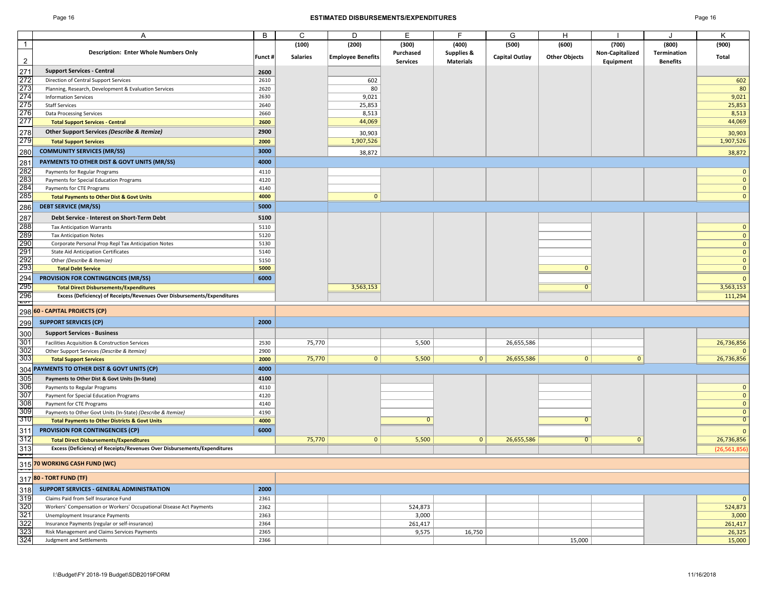# ESTIMATED DISBURSEMENTS/EXPENDITURES

| | A | B | C | D | E | F | G | H | I | J | K |
|---|---|---|---|---|---|---|---|---|---|---|---|
| 1 | | | (100) | (200) | (300) | (400) | (500) | (600) | (700) | (800) | (900) |
| 2 | Description: Enter Whole Numbers Only | Funct # | Salaries | Employee Benefits | Purchased Services | Supplies & Materials | Capital Outlay | Other Objects | Non-Capitalized Equipment | Termination Benefits | Total |
| 271 | **Support Services - Central** | **2600** | | | | | | | | | |
| 272 | Direction of Central Support Services | 2610 | | 602 | | | | | | | 602 |
| 273 | Planning, Research, Development & Evaluation Services | 2620 | | 80 | | | | | | | 80 |
| 274 | Information Services | 2630 | | 9,021 | | | | | | | 9,021 |
| 275 | Staff Services | 2640 | | 25,853 | | | | | | | 25,853 |
| 276 | Data Processing Services | 2660 | | 8,513 | | | | | | | 8,513 |
| 277 | **Total Support Services - Central** | **2600** | | 44,069 | | | | | | | 44,069 |
| 278 | **Other Support Services *(Describe & Itemize)*** | **2900** | | 30,903 | | | | | | | 30,903 |
| 279 | **Total Support Services** | **2000** | | 1,907,526 | | | | | | | 1,907,526 |
| 280 | **COMMUNITY SERVICES (MR/SS)** | **3000** | | 38,872 | | | | | | | 38,872 |
| 281 | **PAYMENTS TO OTHER DIST & GOVT UNITS (MR/SS)** | **4000** | | | | | | | | | |
| 282 | Payments for Regular Programs | 4110 | | | | | | | | | 0 |
| 283 | Payments for Special Education Programs | 4120 | | | | | | | | | 0 |
| 284 | Payments for CTE Programs | 4140 | | | | | | | | | 0 |
| 285 | **Total Payments to Other Dist & Govt Units** | **4000** | | 0 | | | | | | | 0 |
| 286 | **DEBT SERVICE (MR/SS)** | **5000** | | | | | | | | | |
| 287 | **Debt Service - Interest on Short-Term Debt** | **5100** | | | | | | | | | |
| 288 | Tax Anticipation Warrants | 5110 | | | | | | | | | 0 |
| 289 | Tax Anticipation Notes | 5120 | | | | | | | | | 0 |
| 290 | Corporate Personal Prop Repl Tax Anticipation Notes | 5130 | | | | | | | | | 0 |
| 291 | State Aid Anticipation Certificates | 5140 | | | | | | | | | 0 |
| 292 | Other *(Describe & Itemize)* | 5150 | | | | | | | | | 0 |
| 293 | **Total Debt Service** | **5000** | | | | | | 0 | | | 0 |
| 294 | **PROVISION FOR CONTINGENCIES (MR/SS)** | **6000** | | | | | | | | | 0 |
| 295 | **Total Direct Disbursements/Expenditures** | | | 3,563,153 | | | | 0 | | | 3,563,153 |
| 296 | **Excess (Deficiency) of Receipts/Revenues Over Disbursements/Expenditures** | | | | | | | | | | 111,294 |
| 298 | **60 - CAPITAL PROJECTS (CP)** | | | | | | | | | | |
| 299 | **SUPPORT SERVICES (CP)** | **2000** | | | | | | | | | |
| 300 | **Support Services - Business** | | | | | | | | | | |
| 301 | Facilities Acquisition & Construction Services | 2530 | 75,770 | | 5,500 | | 26,655,586 | | | | 26,736,856 |
| 302 | Other Support Services *(Describe & Itemize)* | 2900 | | | | | | | | | 0 |
| 303 | **Total Support Services** | **2000** | 75,770 | 0 | 5,500 | 0 | 26,655,586 | 0 | 0 | | 26,736,856 |
| 304 | **PAYMENTS TO OTHER DIST & GOVT UNITS (CP)** | **4000** | | | | | | | | | |
| 305 | **Payments to Other Dist & Govt Units (In-State)** | **4100** | | | | | | | | | |
| 306 | Payments to Regular Programs | 4110 | | | | | | | | | 0 |
| 307 | Payment for Special Education Programs | 4120 | | | | | | | | | 0 |
| 308 | Payment for CTE Programs | 4140 | | | | | | | | | 0 |
| 309 | Payments to Other Govt Units (In-State) *(Describe & Itemize)* | 4190 | | | | | | | | | 0 |
| 310 | **Total Payments to Other Districts & Govt Units** | **4000** | | | 0 | | | 0 | | | 0 |
| 311 | **PROVISION FOR CONTINGENCIES (CP)** | **6000** | | | | | | | | | 0 |
| 312 | **Total Direct Disbursements/Expenditures** | | 75,770 | 0 | 5,500 | 0 | 26,655,586 | 0 | 0 | | 26,736,856 |
| 313 | **Excess (Deficiency) of Receipts/Revenues Over Disbursements/Expenditures** | | | | | | | | | | (26,561,856) |
| 315 | **70 WORKING CASH FUND (WC)** | | | | | | | | | | |
| 317 | **80 - TORT FUND (TF)** | | | | | | | | | | |
| 318 | **SUPPORT SERVICES - GENERAL ADMINISTRATION** | **2000** | | | | | | | | | |
| 319 | Claims Paid from Self Insurance Fund | 2361 | | | | | | | | | 0 |
| 320 | Workers' Compensation or Workers' Occupational Disease Act Payments | 2362 | | | 524,873 | | | | | | 524,873 |
| 321 | Unemployment Insurance Payments | 2363 | | | 3,000 | | | | | | 3,000 |
| 322 | Insurance Payments (regular or self-insurance) | 2364 | | | 261,417 | | | | | | 261,417 |
| 323 | Risk Management and Claims Services Payments | 2365 | | | 9,575 | 16,750 | | | | | 26,325 |
| 324 | Judgment and Settlements | 2366 | | | | | | 15,000 | | | 15,000 |

I:\Budget\FY 2018-19 Budget\SDB2019FORM 11/16/2018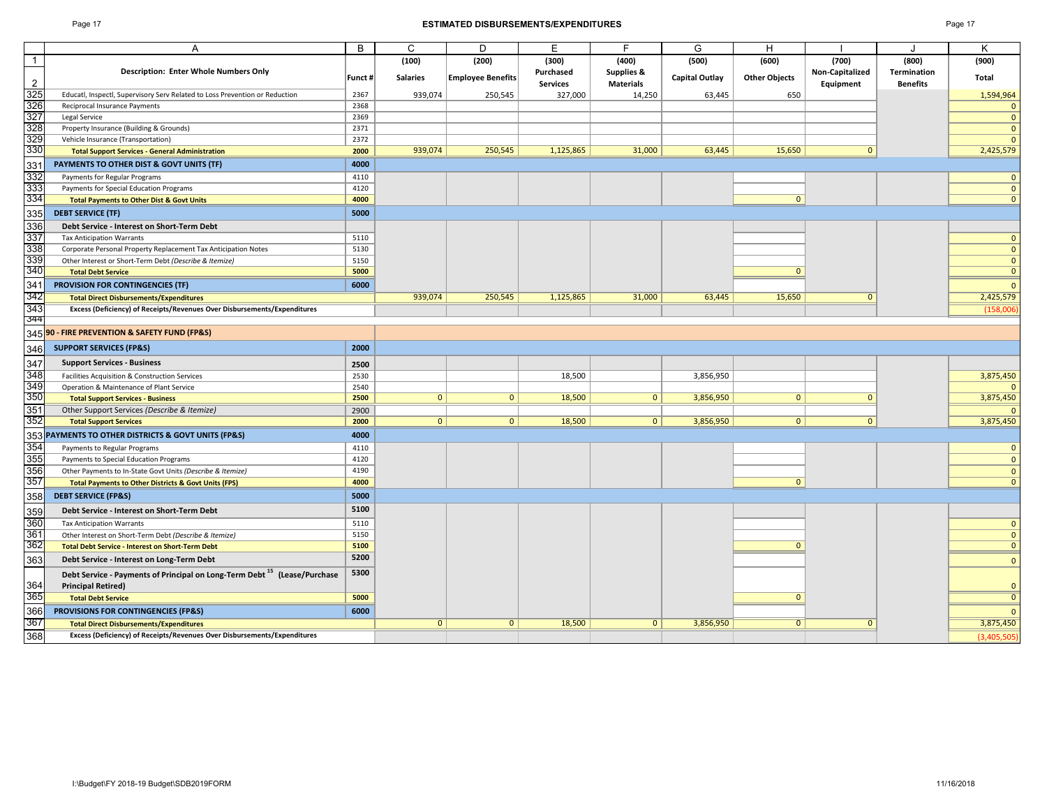## ESTIMATED DISBURSEMENTS/EXPENDITURES

| | A | B | C | D | E | F | G | H | I | J | K |
|---|---|---|---|---|---|---|---|---|---|---|---|
| 1 | | | (100) | (200) | (300) | (400) | (500) | (600) | (700) | (800) | (900) |
| 2 | **Description: Enter Whole Numbers Only** | **Funct #** | **Salaries** | **Employee Benefits** | **Purchased Services** | **Supplies & Materials** | **Capital Outlay** | **Other Objects** | **Non-Capitalized Equipment** | **Termination Benefits** | **Total** |
| 325 | Educatl, Inspectl, Supervisory Serv Related to Loss Prevention or Reduction | 2367 | 939,074 | 250,545 | 327,000 | 14,250 | 63,445 | 650 | | | 1,594,964 |
| 326 | Reciprocal Insurance Payments | 2368 | | | | | | | | | 0 |
| 327 | Legal Service | 2369 | | | | | | | | | 0 |
| 328 | Property Insurance (Building & Grounds) | 2371 | | | | | | | | | 0 |
| 329 | Vehicle Insurance (Transportation) | 2372 | | | | | | | | | 0 |
| 330 | **Total Support Services - General Administration** | **2000** | 939,074 | 250,545 | 1,125,865 | 31,000 | 63,445 | 15,650 | 0 | | 2,425,579 |
| 331 | **PAYMENTS TO OTHER DIST & GOVT UNITS (TF)** | **4000** | | | | | | | | | |
| 332 | Payments for Regular Programs | 4110 | | | | | | | | | 0 |
| 333 | Payments for Special Education Programs | 4120 | | | | | | | | | 0 |
| 334 | **Total Payments to Other Dist & Govt Units** | **4000** | | | | | | 0 | | | 0 |
| 335 | **DEBT SERVICE (TF)** | **5000** | | | | | | | | | |
| 336 | **Debt Service - Interest on Short-Term Debt** | | | | | | | | | | |
| 337 | Tax Anticipation Warrants | 5110 | | | | | | | | | 0 |
| 338 | Corporate Personal Property Replacement Tax Anticipation Notes | 5130 | | | | | | | | | 0 |
| 339 | Other Interest or Short-Term Debt *(Describe & Itemize)* | 5150 | | | | | | | | | 0 |
| 340 | **Total Debt Service** | **5000** | | | | | | 0 | | | 0 |
| 341 | **PROVISION FOR CONTINGENCIES (TF)** | **6000** | | | | | | | | | 0 |
| 342 | **Total Direct Disbursements/Expenditures** | | 939,074 | 250,545 | 1,125,865 | 31,000 | 63,445 | 15,650 | 0 | | 2,425,579 |
| 343 | **Excess (Deficiency) of Receipts/Revenues Over Disbursements/Expenditures** | | | | | | | | | | (158,006) |
| 344 | | | | | | | | | | | |
| 345 | **90 - FIRE PREVENTION & SAFETY FUND (FP&S)** | | | | | | | | | | |
| 346 | **SUPPORT SERVICES (FP&S)** | **2000** | | | | | | | | | |
| 347 | **Support Services - Business** | **2500** | | | | | | | | | |
| 348 | Facilities Acquisition & Construction Services | 2530 | | | 18,500 | | 3,856,950 | | | | 3,875,450 |
| 349 | Operation & Maintenance of Plant Service | 2540 | | | | | | | | | 0 |
| 350 | **Total Support Services - Business** | **2500** | 0 | 0 | 18,500 | 0 | 3,856,950 | 0 | 0 | | 3,875,450 |
| 351 | Other Support Services *(Describe & Itemize)* | 2900 | | | | | | | | | 0 |
| 352 | **Total Support Services** | **2000** | 0 | 0 | 18,500 | 0 | 3,856,950 | 0 | 0 | | 3,875,450 |
| 353 | **PAYMENTS TO OTHER DISTRICTS & GOVT UNITS (FP&S)** | **4000** | | | | | | | | | |
| 354 | Payments to Regular Programs | 4110 | | | | | | | | | 0 |
| 355 | Payments to Special Education Programs | 4120 | | | | | | | | | 0 |
| 356 | Other Payments to In-State Govt Units *(Describe & Itemize)* | 4190 | | | | | | | | | 0 |
| 357 | **Total Payments to Other Districts & Govt Units (FPS)** | **4000** | | | | | | 0 | | | 0 |
| 358 | **DEBT SERVICE (FP&S)** | **5000** | | | | | | | | | |
| 359 | **Debt Service - Interest on Short-Term Debt** | **5100** | | | | | | | | | |
| 360 | Tax Anticipation Warrants | 5110 | | | | | | | | | 0 |
| 361 | Other Interest on Short-Term Debt *(Describe & Itemize)* | 5150 | | | | | | | | | 0 |
| 362 | **Total Debt Service - Interest on Short-Term Debt** | **5100** | | | | | | 0 | | | 0 |
| 363 | **Debt Service - Interest on Long-Term Debt** | **5200** | | | | | | | | | 0 |
| 364 | **Debt Service - Payments of Principal on Long-Term Debt [15] (Lease/Purchase Principal Retired)** | **5300** | | | | | | | | | 0 |
| 365 | **Total Debt Service** | **5000** | | | | | | 0 | | | 0 |
| 366 | **PROVISIONS FOR CONTINGENCIES (FP&S)** | **6000** | | | | | | | | | 0 |
| 367 | **Total Direct Disbursements/Expenditures** | | 0 | 0 | 18,500 | 0 | 3,856,950 | 0 | 0 | | 3,875,450 |
| 368 | **Excess (Deficiency) of Receipts/Revenues Over Disbursements/Expenditures** | | | | | | | | | | (3,405,505) |

I:\Budget\FY 2018-19 Budget\SDB2019FORM 11/16/2018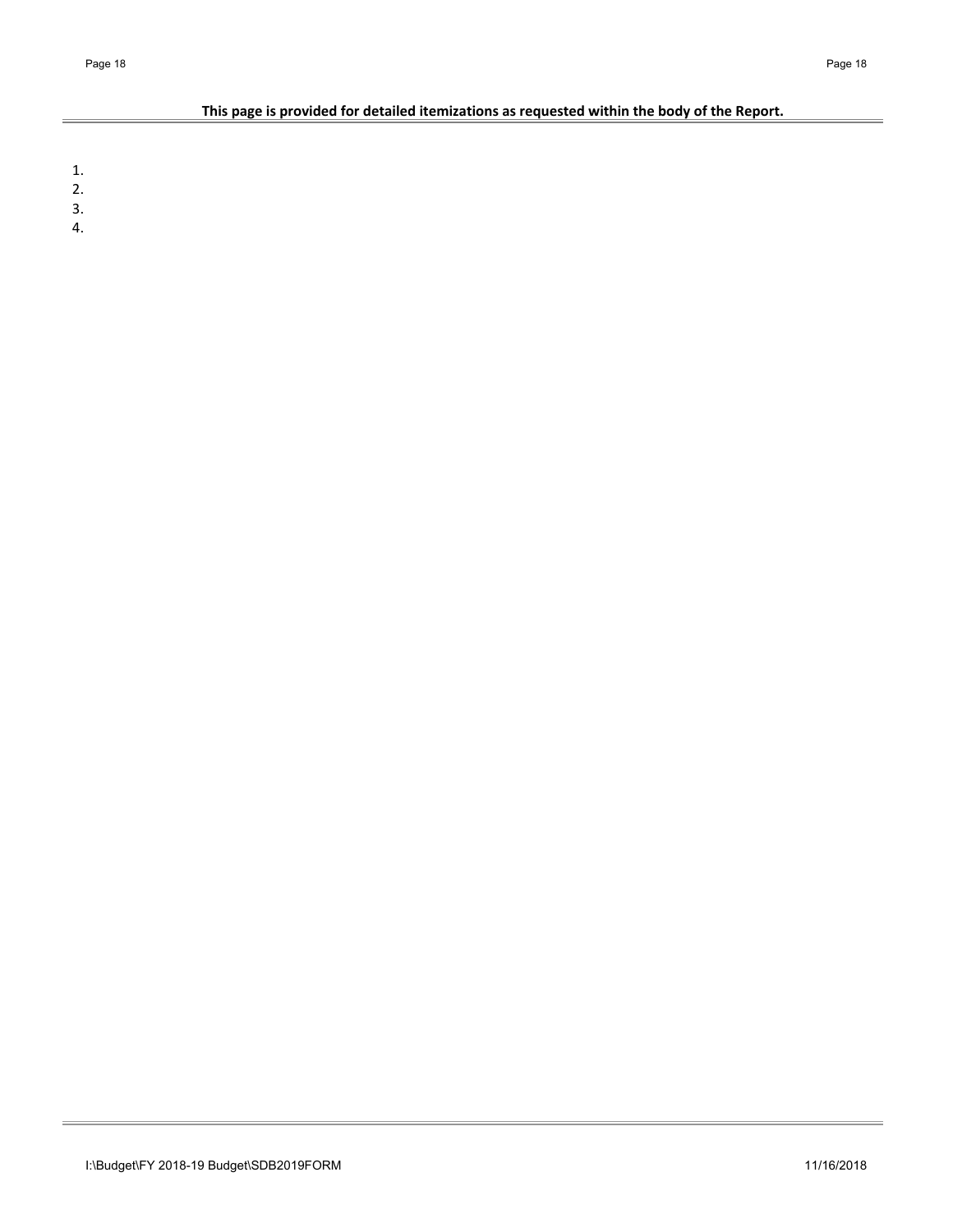**This page is provided for detailed itemizations as requested within the body of the Report.**

1.
2.
3.
4.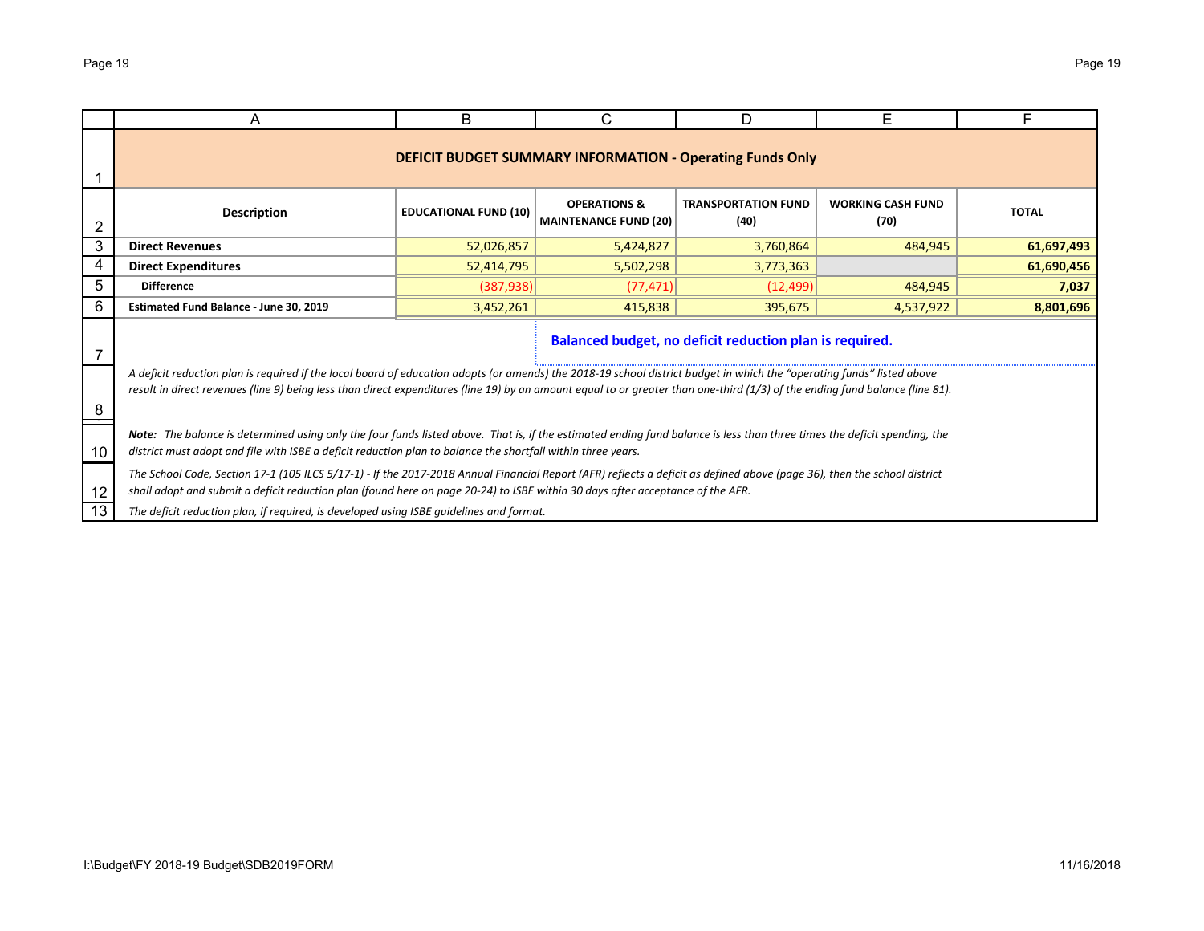## DEFICIT BUDGET SUMMARY INFORMATION - Operating Funds Only

| Description | EDUCATIONAL FUND (10) | OPERATIONS & MAINTENANCE FUND (20) | TRANSPORTATION FUND (40) | WORKING CASH FUND (70) | TOTAL |
|---|---|---|---|---|---|
| **Direct Revenues** | 52,026,857 | 5,424,827 | 3,760,864 | 484,945 | **61,697,493** |
| **Direct Expenditures** | 52,414,795 | 5,502,298 | 3,773,363 | | **61,690,456** |
| **Difference** | (387,938) | (77,471) | (12,499) | 484,945 | **7,037** |
| **Estimated Fund Balance - June 30, 2019** | 3,452,261 | 415,838 | 395,675 | 4,537,922 | **8,801,696** |

**Balanced budget, no deficit reduction plan is required.**

*A deficit reduction plan is required if the local board of education adopts (or amends) the 2018-19 school district budget in which the "operating funds" listed above result in direct revenues (line 9) being less than direct expenditures (line 19) by an amount equal to or greater than one-third (1/3) of the ending fund balance (line 81).*

***Note:*** *The balance is determined using only the four funds listed above. That is, if the estimated ending fund balance is less than three times the deficit spending, the district must adopt and file with ISBE a deficit reduction plan to balance the shortfall within three years.*

*The School Code, Section 17-1 (105 ILCS 5/17-1) - If the 2017-2018 Annual Financial Report (AFR) reflects a deficit as defined above (page 36), then the school district shall adopt and submit a deficit reduction plan (found here on page 20-24) to ISBE within 30 days after acceptance of the AFR.*

*The deficit reduction plan, if required, is developed using ISBE guidelines and format.*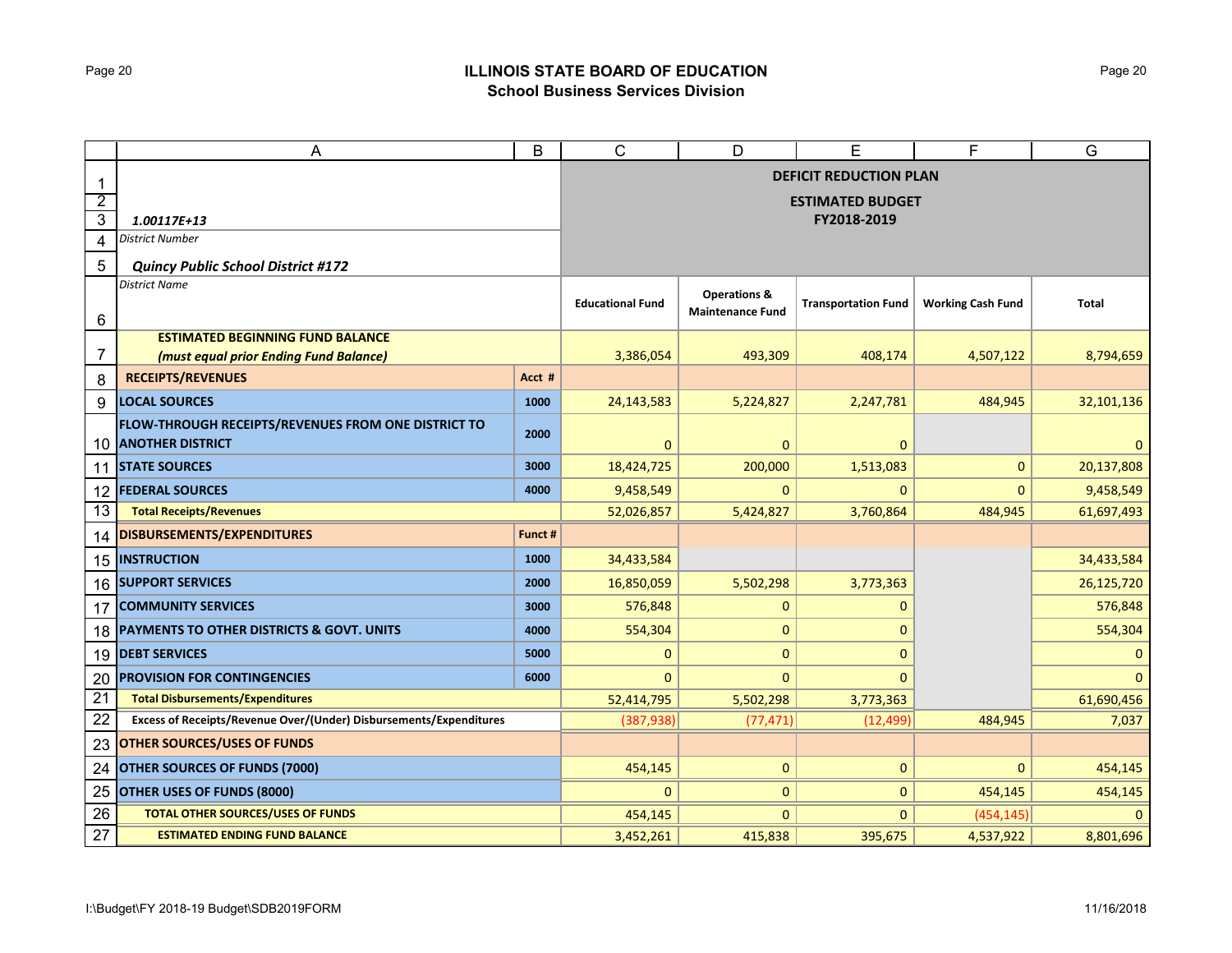## ILLINOIS STATE BOARD OF EDUCATION
### School Business Services Division

**DEFICIT REDUCTION PLAN**

**ESTIMATED BUDGET**
**FY2018-2019**

*1.00117E+13*
District Number

***Quincy Public School District #172***
District Name

| | | Educational Fund | Operations & Maintenance Fund | Transportation Fund | Working Cash Fund | Total |
|---|---|---|---|---|---|---|
| **ESTIMATED BEGINNING FUND BALANCE *(must equal prior Ending Fund Balance)*** | | 3,386,054 | 493,309 | 408,174 | 4,507,122 | 8,794,659 |
| **RECEIPTS/REVENUES** | **Acct #** | | | | | |
| **LOCAL SOURCES** | **1000** | 24,143,583 | 5,224,827 | 2,247,781 | 484,945 | 32,101,136 |
| **FLOW-THROUGH RECEIPTS/REVENUES FROM ONE DISTRICT TO ANOTHER DISTRICT** | **2000** | 0 | 0 | 0 | | 0 |
| **STATE SOURCES** | **3000** | 18,424,725 | 200,000 | 1,513,083 | 0 | 20,137,808 |
| **FEDERAL SOURCES** | **4000** | 9,458,549 | 0 | 0 | 0 | 9,458,549 |
| **Total Receipts/Revenues** | | 52,026,857 | 5,424,827 | 3,760,864 | 484,945 | 61,697,493 |
| **DISBURSEMENTS/EXPENDITURES** | **Funct #** | | | | | |
| **INSTRUCTION** | **1000** | 34,433,584 | | | | 34,433,584 |
| **SUPPORT SERVICES** | **2000** | 16,850,059 | 5,502,298 | 3,773,363 | | 26,125,720 |
| **COMMUNITY SERVICES** | **3000** | 576,848 | 0 | 0 | | 576,848 |
| **PAYMENTS TO OTHER DISTRICTS & GOVT. UNITS** | **4000** | 554,304 | 0 | 0 | | 554,304 |
| **DEBT SERVICES** | **5000** | 0 | 0 | 0 | | 0 |
| **PROVISION FOR CONTINGENCIES** | **6000** | 0 | 0 | 0 | | 0 |
| **Total Disbursements/Expenditures** | | 52,414,795 | 5,502,298 | 3,773,363 | | 61,690,456 |
| **Excess of Receipts/Revenue Over/(Under) Disbursements/Expenditures** | | (387,938) | (77,471) | (12,499) | 484,945 | 7,037 |
| **OTHER SOURCES/USES OF FUNDS** | | | | | | |
| **OTHER SOURCES OF FUNDS (7000)** | | 454,145 | 0 | 0 | 0 | 454,145 |
| **OTHER USES OF FUNDS (8000)** | | 0 | 0 | 0 | 454,145 | 454,145 |
| **TOTAL OTHER SOURCES/USES OF FUNDS** | | 454,145 | 0 | 0 | (454,145) | 0 |
| **ESTIMATED ENDING FUND BALANCE** | | 3,452,261 | 415,838 | 395,675 | 4,537,922 | 8,801,696 |

I:\Budget\FY 2018-19 Budget\SDB2019FORM

11/16/2018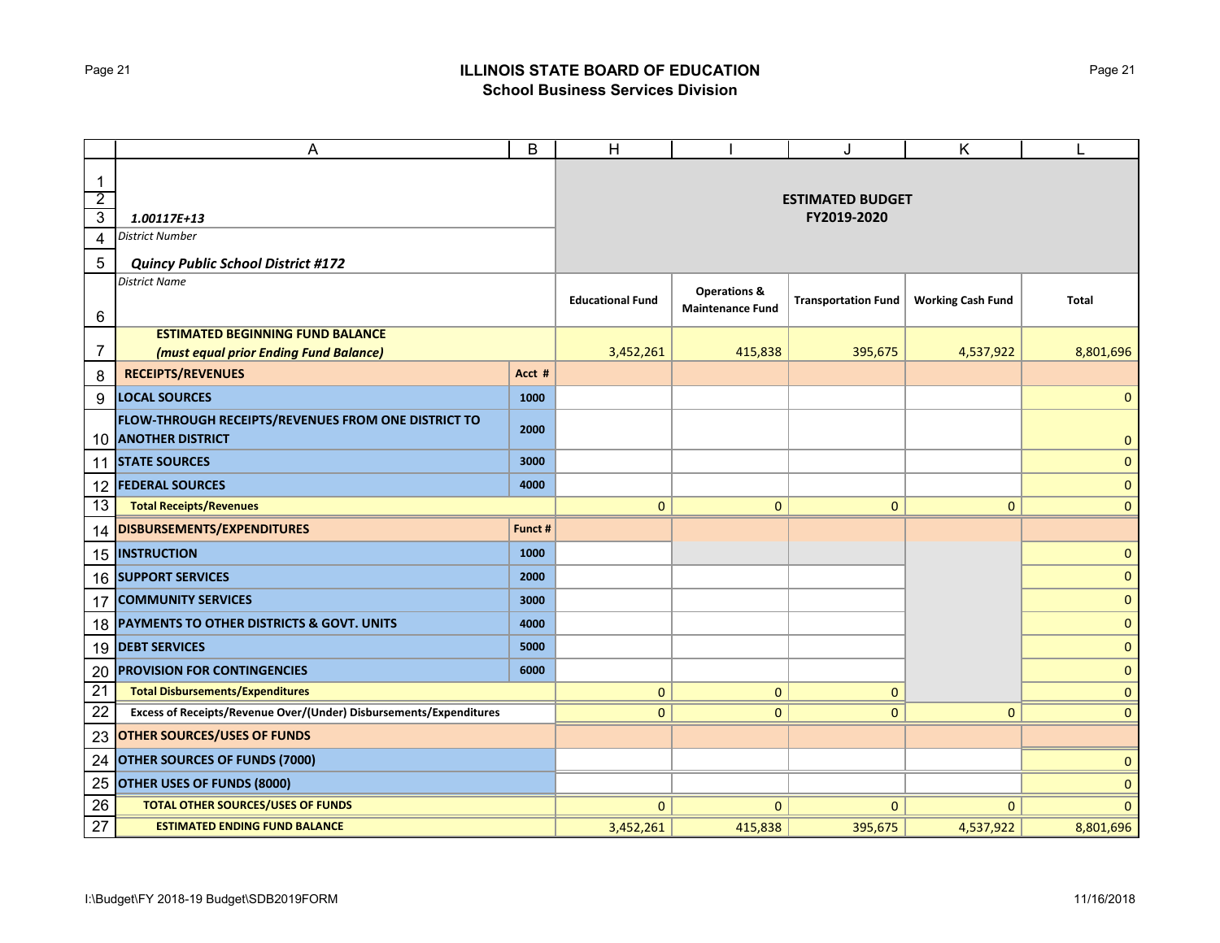# ILLINOIS STATE BOARD OF EDUCATION
## School Business Services Division

**1.00117E+13**
*District Number*

**Quincy Public School District #172**
*District Name*

**ESTIMATED BUDGET FY2019-2020**

| | | Acct # / Funct # | Educational Fund | Operations & Maintenance Fund | Transportation Fund | Working Cash Fund | Total |
|---|---|---|---|---|---|---|---|
| 7 | **ESTIMATED BEGINNING FUND BALANCE** *(must equal prior Ending Fund Balance)* | | 3,452,261 | 415,838 | 395,675 | 4,537,922 | 8,801,696 |
| 8 | **RECEIPTS/REVENUES** | Acct # | | | | | |
| 9 | **LOCAL SOURCES** | 1000 | | | | | 0 |
| 10 | **FLOW-THROUGH RECEIPTS/REVENUES FROM ONE DISTRICT TO ANOTHER DISTRICT** | 2000 | | | | | 0 |
| 11 | **STATE SOURCES** | 3000 | | | | | 0 |
| 12 | **FEDERAL SOURCES** | 4000 | | | | | 0 |
| 13 | **Total Receipts/Revenues** | | 0 | 0 | 0 | 0 | 0 |
| 14 | **DISBURSEMENTS/EXPENDITURES** | Funct # | | | | | |
| 15 | **INSTRUCTION** | 1000 | | | | | 0 |
| 16 | **SUPPORT SERVICES** | 2000 | | | | | 0 |
| 17 | **COMMUNITY SERVICES** | 3000 | | | | | 0 |
| 18 | **PAYMENTS TO OTHER DISTRICTS & GOVT. UNITS** | 4000 | | | | | 0 |
| 19 | **DEBT SERVICES** | 5000 | | | | | 0 |
| 20 | **PROVISION FOR CONTINGENCIES** | 6000 | | | | | 0 |
| 21 | **Total Disbursements/Expenditures** | | 0 | 0 | 0 | | 0 |
| 22 | **Excess of Receipts/Revenue Over/(Under) Disbursements/Expenditures** | | 0 | 0 | 0 | 0 | 0 |
| 23 | **OTHER SOURCES/USES OF FUNDS** | | | | | | |
| 24 | **OTHER SOURCES OF FUNDS (7000)** | | | | | | 0 |
| 25 | **OTHER USES OF FUNDS (8000)** | | | | | | 0 |
| 26 | **TOTAL OTHER SOURCES/USES OF FUNDS** | | 0 | 0 | 0 | 0 | 0 |
| 27 | **ESTIMATED ENDING FUND BALANCE** | | 3,452,261 | 415,838 | 395,675 | 4,537,922 | 8,801,696 |

I:\Budget\FY 2018-19 Budget\SDB2019FORM 11/16/2018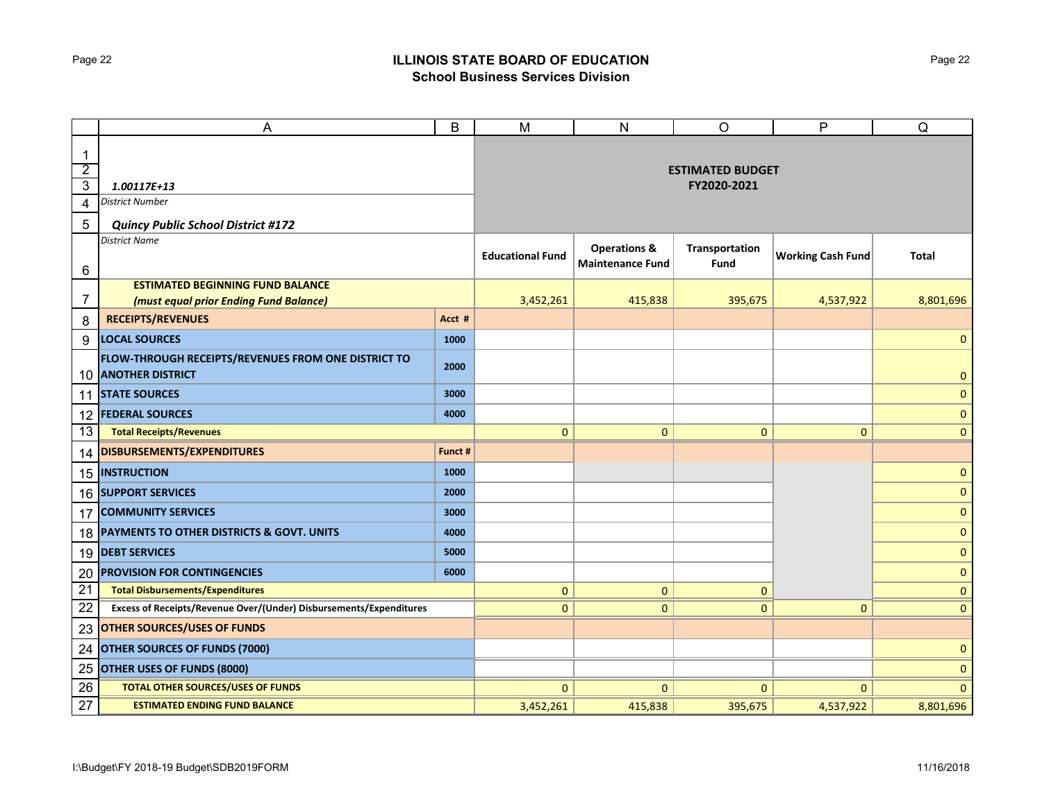## ILLINOIS STATE BOARD OF EDUCATION
### School Business Services Division

| | A | B | M | N | O | P | Q |
|---|---|---|---|---|---|---|---|
| 1-3 | *1.00117E+13* | | **ESTIMATED BUDGET FY2020-2021** | | | | |
| 4 | *District Number* | | | | | | |
| 5 | ***Quincy Public School District #172*** | | | | | | |
| 6 | *District Name* | | **Educational Fund** | **Operations & Maintenance Fund** | **Transportation Fund** | **Working Cash Fund** | **Total** |
| 7 | **ESTIMATED BEGINNING FUND BALANCE** ***(must equal prior Ending Fund Balance)*** | | 3,452,261 | 415,838 | 395,675 | 4,537,922 | 8,801,696 |
| 8 | **RECEIPTS/REVENUES** | **Acct #** | | | | | |
| 9 | **LOCAL SOURCES** | **1000** | | | | | 0 |
| 10 | **FLOW-THROUGH RECEIPTS/REVENUES FROM ONE DISTRICT TO ANOTHER DISTRICT** | **2000** | | | | | 0 |
| 11 | **STATE SOURCES** | **3000** | | | | | 0 |
| 12 | **FEDERAL SOURCES** | **4000** | | | | | 0 |
| 13 | **Total Receipts/Revenues** | | 0 | 0 | 0 | 0 | 0 |
| 14 | **DISBURSEMENTS/EXPENDITURES** | **Funct #** | | | | | |
| 15 | **INSTRUCTION** | **1000** | | | | | 0 |
| 16 | **SUPPORT SERVICES** | **2000** | | | | | 0 |
| 17 | **COMMUNITY SERVICES** | **3000** | | | | | 0 |
| 18 | **PAYMENTS TO OTHER DISTRICTS & GOVT. UNITS** | **4000** | | | | | 0 |
| 19 | **DEBT SERVICES** | **5000** | | | | | 0 |
| 20 | **PROVISION FOR CONTINGENCIES** | **6000** | | | | | 0 |
| 21 | **Total Disbursements/Expenditures** | | 0 | 0 | 0 | | 0 |
| 22 | **Excess of Receipts/Revenue Over/(Under) Disbursements/Expenditures** | | 0 | 0 | 0 | 0 | 0 |
| 23 | **OTHER SOURCES/USES OF FUNDS** | | | | | | |
| 24 | **OTHER SOURCES OF FUNDS (7000)** | | | | | | 0 |
| 25 | **OTHER USES OF FUNDS (8000)** | | | | | | 0 |
| 26 | **TOTAL OTHER SOURCES/USES OF FUNDS** | | 0 | 0 | 0 | 0 | 0 |
| 27 | **ESTIMATED ENDING FUND BALANCE** | | 3,452,261 | 415,838 | 395,675 | 4,537,922 | 8,801,696 |

I:\Budget\FY 2018-19 Budget\SDB2019FORM 11/16/2018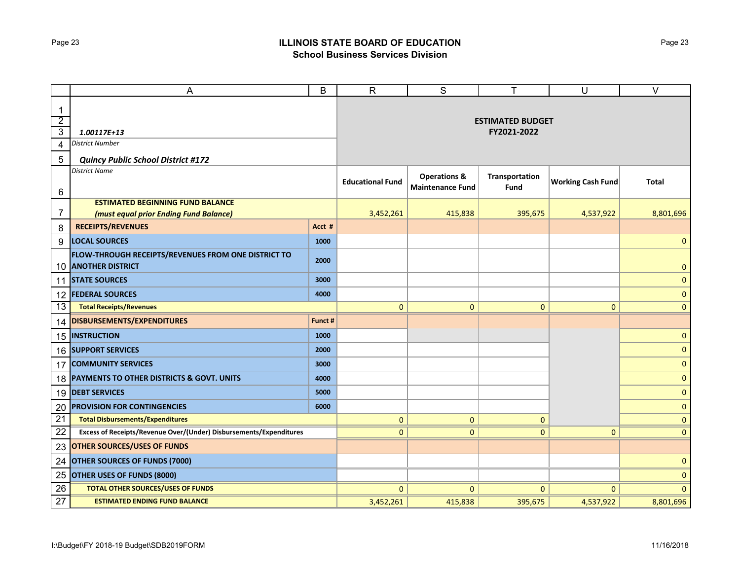# ILLINOIS STATE BOARD OF EDUCATION
## School Business Services Division

| | A | B | R | S | T | U | V |
|---|---|---|---|---|---|---|---|
| 1-3 | ***1.00117E+13*** | | **ESTIMATED BUDGET FY2021-2022** | | | | |
| 4 | *District Number* | | | | | | |
| 5 | ***Quincy Public School District #172*** | | | | | | |
| 6 | *District Name* | | **Educational Fund** | **Operations & Maintenance Fund** | **Transportation Fund** | **Working Cash Fund** | **Total** |
| 7 | **ESTIMATED BEGINNING FUND BALANCE** ***(must equal prior Ending Fund Balance)*** | | 3,452,261 | 415,838 | 395,675 | 4,537,922 | 8,801,696 |
| 8 | **RECEIPTS/REVENUES** | **Acct #** | | | | | |
| 9 | **LOCAL SOURCES** | **1000** | | | | | 0 |
| 10 | **FLOW-THROUGH RECEIPTS/REVENUES FROM ONE DISTRICT TO ANOTHER DISTRICT** | **2000** | | | | | 0 |
| 11 | **STATE SOURCES** | **3000** | | | | | 0 |
| 12 | **FEDERAL SOURCES** | **4000** | | | | | 0 |
| 13 | **Total Receipts/Revenues** | | 0 | 0 | 0 | 0 | 0 |
| 14 | **DISBURSEMENTS/EXPENDITURES** | **Funct #** | | | | | |
| 15 | **INSTRUCTION** | **1000** | | | | | 0 |
| 16 | **SUPPORT SERVICES** | **2000** | | | | | 0 |
| 17 | **COMMUNITY SERVICES** | **3000** | | | | | 0 |
| 18 | **PAYMENTS TO OTHER DISTRICTS & GOVT. UNITS** | **4000** | | | | | 0 |
| 19 | **DEBT SERVICES** | **5000** | | | | | 0 |
| 20 | **PROVISION FOR CONTINGENCIES** | **6000** | | | | | 0 |
| 21 | **Total Disbursements/Expenditures** | | 0 | 0 | 0 | | 0 |
| 22 | **Excess of Receipts/Revenue Over/(Under) Disbursements/Expenditures** | | 0 | 0 | 0 | 0 | 0 |
| 23 | **OTHER SOURCES/USES OF FUNDS** | | | | | | |
| 24 | **OTHER SOURCES OF FUNDS (7000)** | | | | | | 0 |
| 25 | **OTHER USES OF FUNDS (8000)** | | | | | | 0 |
| 26 | **TOTAL OTHER SOURCES/USES OF FUNDS** | | 0 | 0 | 0 | 0 | 0 |
| 27 | **ESTIMATED ENDING FUND BALANCE** | | 3,452,261 | 415,838 | 395,675 | 4,537,922 | 8,801,696 |

I:\Budget\FY 2018-19 Budget\SDB2019FORM 11/16/2018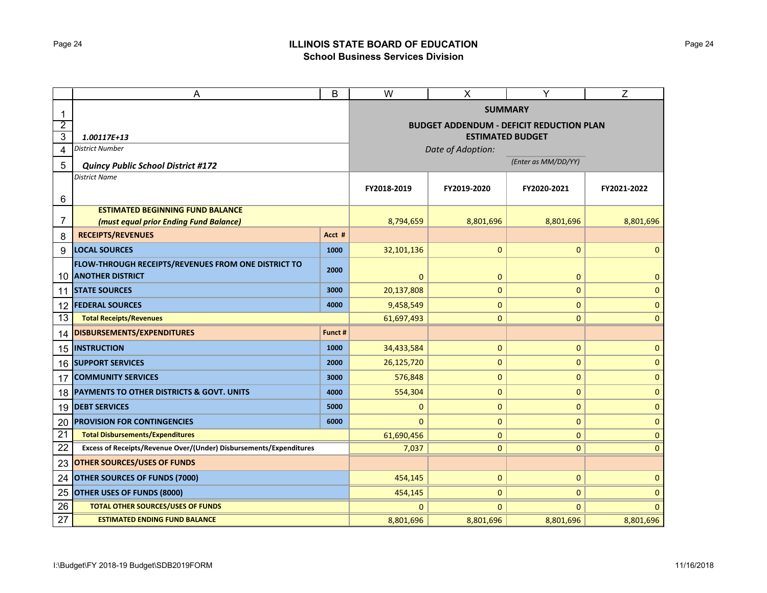# ILLINOIS STATE BOARD OF EDUCATION
## School Business Services Division

| | A | B | W | X | Y | Z |
|---|---|---|---|---|---|---|
| 1 | | | **SUMMARY** | | | |
| 2 | | | **BUDGET ADDENDUM - DEFICIT REDUCTION PLAN** | | | |
| 3 | ***1.00117E+13*** | | **ESTIMATED BUDGET** | | | |
| 4 | *District Number* | | *Date of Adoption:* | | | |
| 5 | ***Quincy Public School District #172*** | | | | *(Enter as MM/DD/YY)* | |
| 6 | *District Name* | | **FY2018-2019** | **FY2019-2020** | **FY2020-2021** | **FY2021-2022** |
| 7 | **ESTIMATED BEGINNING FUND BALANCE** ***(must equal prior Ending Fund Balance)*** | | 8,794,659 | 8,801,696 | 8,801,696 | 8,801,696 |
| 8 | **RECEIPTS/REVENUES** | **Acct #** | | | | |
| 9 | **LOCAL SOURCES** | **1000** | 32,101,136 | 0 | 0 | 0 |
| 10 | **FLOW-THROUGH RECEIPTS/REVENUES FROM ONE DISTRICT TO ANOTHER DISTRICT** | **2000** | 0 | 0 | 0 | 0 |
| 11 | **STATE SOURCES** | **3000** | 20,137,808 | 0 | 0 | 0 |
| 12 | **FEDERAL SOURCES** | **4000** | 9,458,549 | 0 | 0 | 0 |
| 13 | **Total Receipts/Revenues** | | 61,697,493 | 0 | 0 | 0 |
| 14 | **DISBURSEMENTS/EXPENDITURES** | **Funct #** | | | | |
| 15 | **INSTRUCTION** | **1000** | 34,433,584 | 0 | 0 | 0 |
| 16 | **SUPPORT SERVICES** | **2000** | 26,125,720 | 0 | 0 | 0 |
| 17 | **COMMUNITY SERVICES** | **3000** | 576,848 | 0 | 0 | 0 |
| 18 | **PAYMENTS TO OTHER DISTRICTS & GOVT. UNITS** | **4000** | 554,304 | 0 | 0 | 0 |
| 19 | **DEBT SERVICES** | **5000** | 0 | 0 | 0 | 0 |
| 20 | **PROVISION FOR CONTINGENCIES** | **6000** | 0 | 0 | 0 | 0 |
| 21 | **Total Disbursements/Expenditures** | | 61,690,456 | 0 | 0 | 0 |
| 22 | **Excess of Receipts/Revenue Over/(Under) Disbursements/Expenditures** | | 7,037 | 0 | 0 | 0 |
| 23 | **OTHER SOURCES/USES OF FUNDS** | | | | | |
| 24 | **OTHER SOURCES OF FUNDS (7000)** | | 454,145 | 0 | 0 | 0 |
| 25 | **OTHER USES OF FUNDS (8000)** | | 454,145 | 0 | 0 | 0 |
| 26 | **TOTAL OTHER SOURCES/USES OF FUNDS** | | 0 | 0 | 0 | 0 |
| 27 | **ESTIMATED ENDING FUND BALANCE** | | 8,801,696 | 8,801,696 | 8,801,696 | 8,801,696 |

I:\Budget\FY 2018-19 Budget\SDB2019FORM 11/16/2018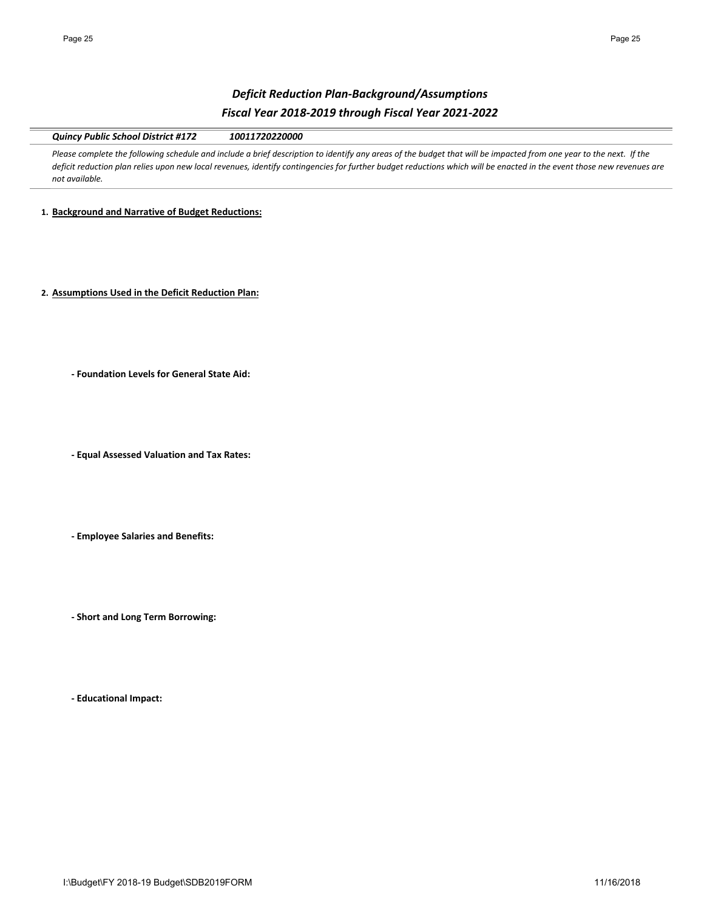## *Deficit Reduction Plan-Background/Assumptions*

## *Fiscal Year 2018-2019 through Fiscal Year 2021-2022*

***Quincy Public School District #172*** ***10011720220000***

*Please complete the following schedule and include a brief description to identify any areas of the budget that will be impacted from one year to the next. If the deficit reduction plan relies upon new local revenues, identify contingencies for further budget reductions which will be enacted in the event those new revenues are not available.*

**1. Background and Narrative of Budget Reductions:**

**2. Assumptions Used in the Deficit Reduction Plan:**

**- Foundation Levels for General State Aid:**

**- Equal Assessed Valuation and Tax Rates:**

**- Employee Salaries and Benefits:**

**- Short and Long Term Borrowing:**

**- Educational Impact:**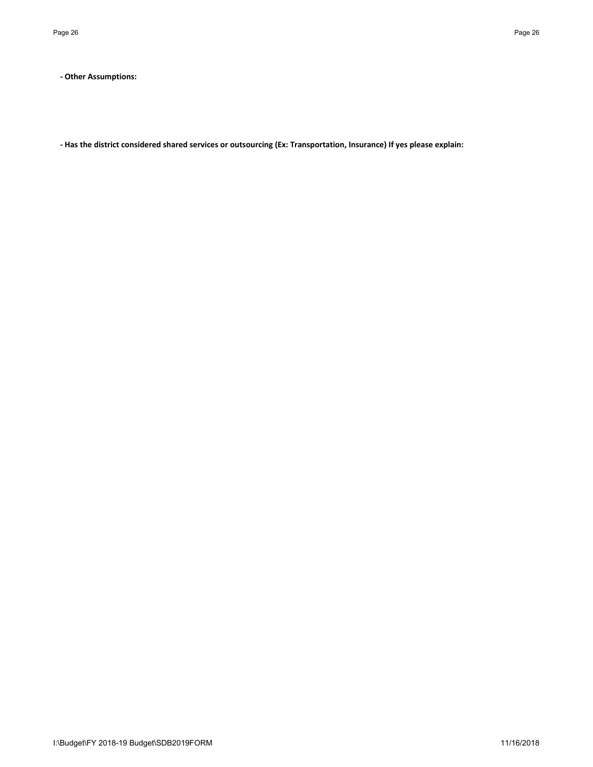**- Other Assumptions:**

**- Has the district considered shared services or outsourcing (Ex: Transportation, Insurance) If yes please explain:**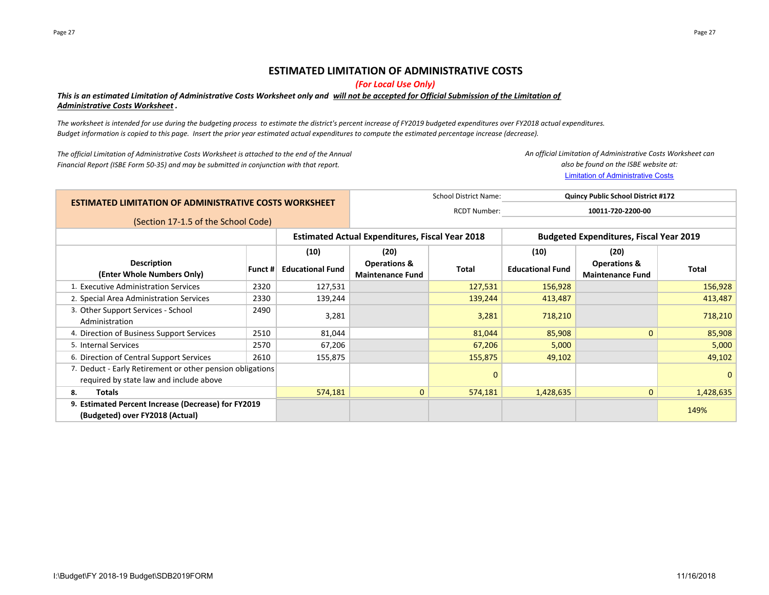# ESTIMATED LIMITATION OF ADMINISTRATIVE COSTS

*(For Local Use Only)*

***This is an estimated Limitation of Administrative Costs Worksheet only and will not be accepted for Official Submission of the Limitation of Administrative Costs Worksheet.***

*The worksheet is intended for use during the budgeting process to estimate the district's percent increase of FY2019 budgeted expenditures over FY2018 actual expenditures. Budget information is copied to this page. Insert the prior year estimated actual expenditures to compute the estimated percentage increase (decrease).*

*The official Limitation of Administrative Costs Worksheet is attached to the end of the Annual Financial Report (ISBE Form 50-35) and may be submitted in conjunction with that report.*

*An official Limitation of Administrative Costs Worksheet can also be found on the ISBE website at:*
[Limitation of Administrative Costs]

**ESTIMATED LIMITATION OF ADMINISTRATIVE COSTS WORKSHEET**

(Section 17-1.5 of the School Code)

School District Name: **Quincy Public School District #172**

RCDT Number: **10011-720-2200-00**

| Description (Enter Whole Numbers Only) | Funct # | Estimated Actual Expenditures, Fiscal Year 2018 (10) Educational Fund | (20) Operations & Maintenance Fund | Total | Budgeted Expenditures, Fiscal Year 2019 (10) Educational Fund | (20) Operations & Maintenance Fund | Total |
|---|---|---|---|---|---|---|---|
| 1. Executive Administration Services | 2320 | 127,531 | | 127,531 | 156,928 | | 156,928 |
| 2. Special Area Administration Services | 2330 | 139,244 | | 139,244 | 413,487 | | 413,487 |
| 3. Other Support Services - School Administration | 2490 | 3,281 | | 3,281 | 718,210 | | 718,210 |
| 4. Direction of Business Support Services | 2510 | 81,044 | | 81,044 | 85,908 | 0 | 85,908 |
| 5. Internal Services | 2570 | 67,206 | | 67,206 | 5,000 | | 5,000 |
| 6. Direction of Central Support Services | 2610 | 155,875 | | 155,875 | 49,102 | | 49,102 |
| 7. Deduct - Early Retirement or other pension obligations required by state law and include above | | | | 0 | | | 0 |
| 8. **Totals** | | 574,181 | 0 | 574,181 | 1,428,635 | 0 | 1,428,635 |
| 9. **Estimated Percent Increase (Decrease) for FY2019 (Budgeted) over FY2018 (Actual)** | | | | | | | 149% |

I:\Budget\FY 2018-19 Budget\SDB2019FORM 11/16/2018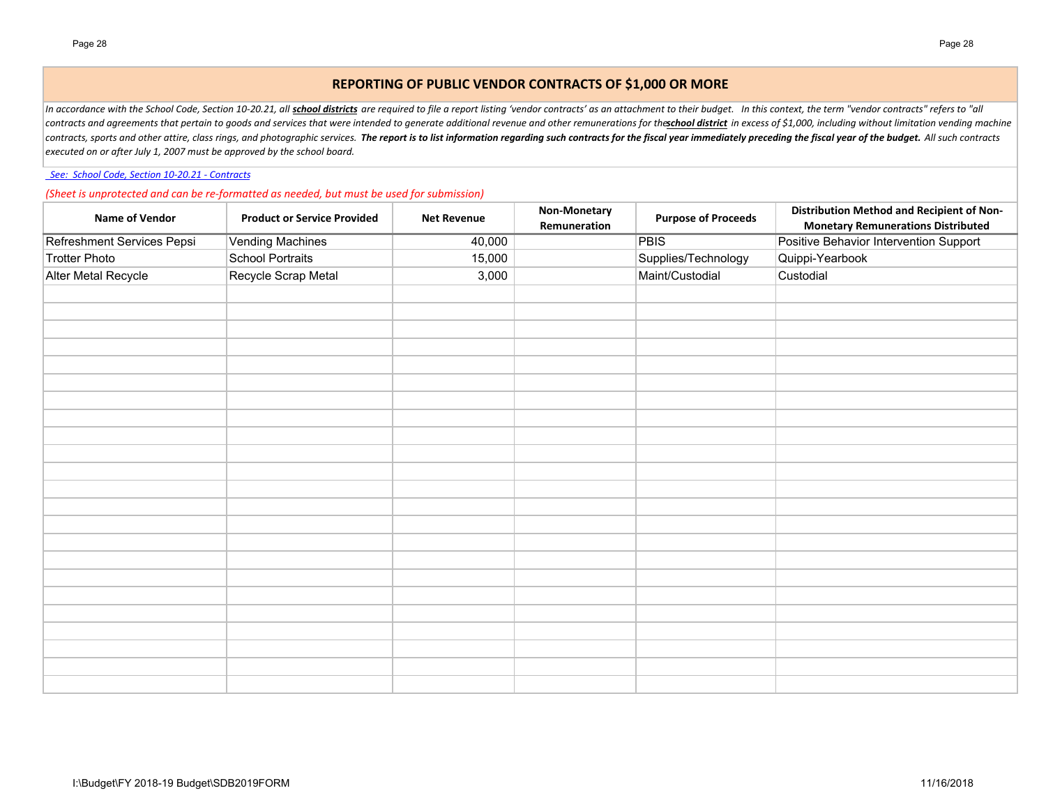## REPORTING OF PUBLIC VENDOR CONTRACTS OF $1,000 OR MORE

*In accordance with the School Code, Section 10-20.21, all **school districts** are required to file a report listing 'vendor contracts' as an attachment to their budget. In this context, the term "vendor contracts" refers to "all contracts and agreements that pertain to goods and services that were intended to generate additional revenue and other remunerations for the **school district** in excess of $1,000, including without limitation vending machine contracts, sports and other attire, class rings, and photographic services. **The report is to list information regarding such contracts for the fiscal year immediately preceding the fiscal year of the budget.** All such contracts executed on or after July 1, 2007 must be approved by the school board.*

*See: School Code, Section 10-20.21 - Contracts*

*(Sheet is unprotected and can be re-formatted as needed, but must be used for submission)*

| Name of Vendor | Product or Service Provided | Net Revenue | Non-Monetary Remuneration | Purpose of Proceeds | Distribution Method and Recipient of Non-Monetary Remunerations Distributed |
|---|---|---|---|---|---|
| Refreshment Services Pepsi | Vending Machines | 40,000 | | PBIS | Positive Behavior Intervention Support |
| Trotter Photo | School Portraits | 15,000 | | Supplies/Technology | Quippi-Yearbook |
| Alter Metal Recycle | Recycle Scrap Metal | 3,000 | | Maint/Custodial | Custodial |
| | | | | | |
| | | | | | |
| | | | | | |
| | | | | | |
| | | | | | |
| | | | | | |
| | | | | | |
| | | | | | |
| | | | | | |
| | | | | | |
| | | | | | |
| | | | | | |
| | | | | | |
| | | | | | |
| | | | | | |
| | | | | | |
| | | | | | |
| | | | | | |
| | | | | | |
| | | | | | |
| | | | | | |
| | | | | | |

I:\Budget\FY 2018-19 Budget\SDB2019FORM 11/16/2018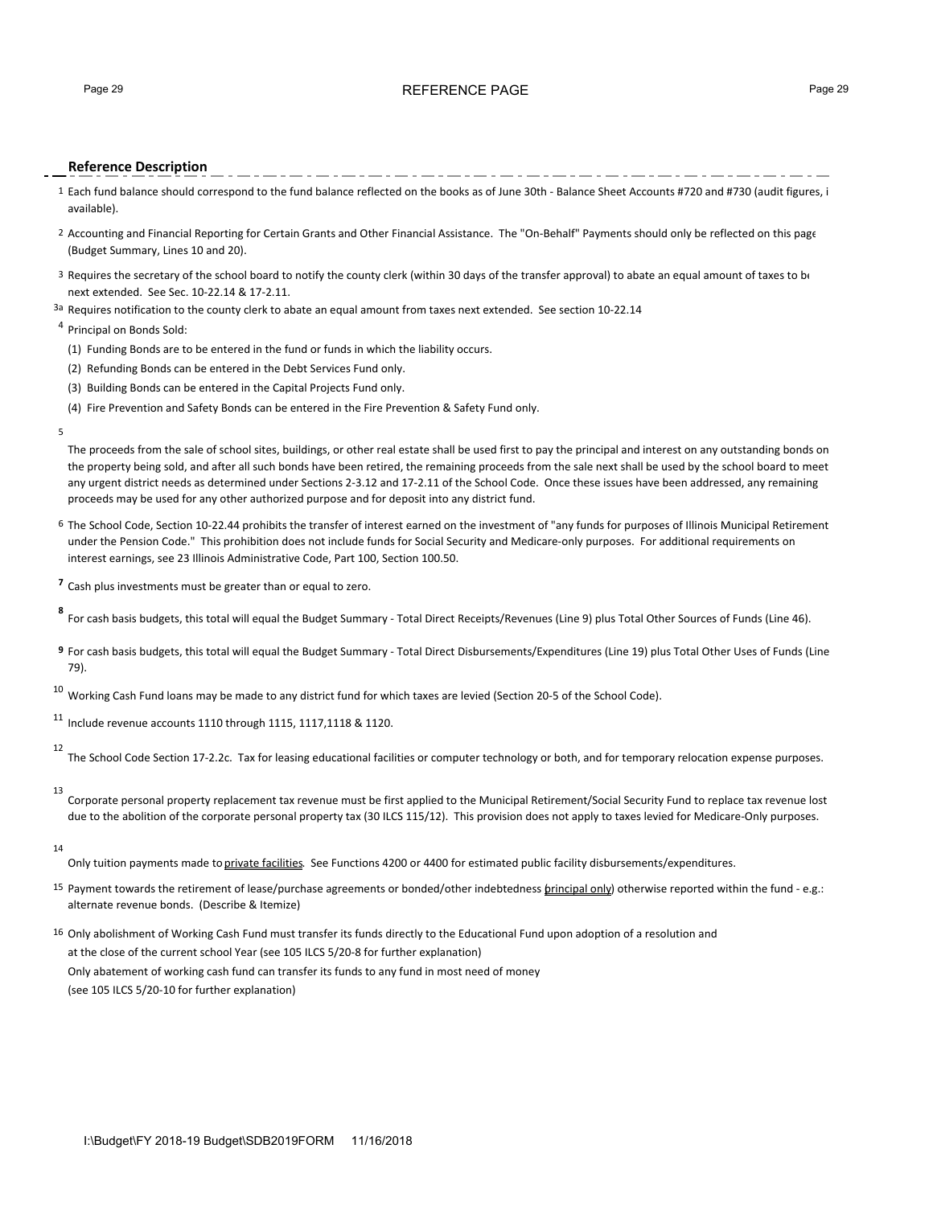# REFERENCE PAGE

## Reference Description

1 Each fund balance should correspond to the fund balance reflected on the books as of June 30th - Balance Sheet Accounts #720 and #730 (audit figures, i available).

2 Accounting and Financial Reporting for Certain Grants and Other Financial Assistance. The "On-Behalf" Payments should only be reflected on this page (Budget Summary, Lines 10 and 20).

3 Requires the secretary of the school board to notify the county clerk (within 30 days of the transfer approval) to abate an equal amount of taxes to be next extended. See Sec. 10-22.14 & 17-2.11.

3a Requires notification to the county clerk to abate an equal amount from taxes next extended. See section 10-22.14

4 Principal on Bonds Sold:

(1) Funding Bonds are to be entered in the fund or funds in which the liability occurs.

(2) Refunding Bonds can be entered in the Debt Services Fund only.

(3) Building Bonds can be entered in the Capital Projects Fund only.

(4) Fire Prevention and Safety Bonds can be entered in the Fire Prevention & Safety Fund only.

5 The proceeds from the sale of school sites, buildings, or other real estate shall be used first to pay the principal and interest on any outstanding bonds on the property being sold, and after all such bonds have been retired, the remaining proceeds from the sale next shall be used by the school board to meet any urgent district needs as determined under Sections 2-3.12 and 17-2.11 of the School Code. Once these issues have been addressed, any remaining proceeds may be used for any other authorized purpose and for deposit into any district fund.

6 The School Code, Section 10-22.44 prohibits the transfer of interest earned on the investment of "any funds for purposes of Illinois Municipal Retirement under the Pension Code." This prohibition does not include funds for Social Security and Medicare-only purposes. For additional requirements on interest earnings, see 23 Illinois Administrative Code, Part 100, Section 100.50.

**7** Cash plus investments must be greater than or equal to zero.

**8** For cash basis budgets, this total will equal the Budget Summary - Total Direct Receipts/Revenues (Line 9) plus Total Other Sources of Funds (Line 46).

**9** For cash basis budgets, this total will equal the Budget Summary - Total Direct Disbursements/Expenditures (Line 19) plus Total Other Uses of Funds (Line 79).

10 Working Cash Fund loans may be made to any district fund for which taxes are levied (Section 20-5 of the School Code).

11 Include revenue accounts 1110 through 1115, 1117,1118 & 1120.

12 The School Code Section 17-2.2c. Tax for leasing educational facilities or computer technology or both, and for temporary relocation expense purposes.

13 Corporate personal property replacement tax revenue must be first applied to the Municipal Retirement/Social Security Fund to replace tax revenue lost due to the abolition of the corporate personal property tax (30 ILCS 115/12). This provision does not apply to taxes levied for Medicare-Only purposes.

14 Only tuition payments made to private facilities. See Functions 4200 or 4400 for estimated public facility disbursements/expenditures.

15 Payment towards the retirement of lease/purchase agreements or bonded/other indebtedness (principal only) otherwise reported within the fund - e.g.: alternate revenue bonds. (Describe & Itemize)

16 Only abolishment of Working Cash Fund must transfer its funds directly to the Educational Fund upon adoption of a resolution and at the close of the current school Year (see 105 ILCS 5/20-8 for further explanation)
Only abatement of working cash fund can transfer its funds to any fund in most need of money
(see 105 ILCS 5/20-10 for further explanation)

I:\Budget\FY 2018-19 Budget\SDB2019FORM 11/16/2018